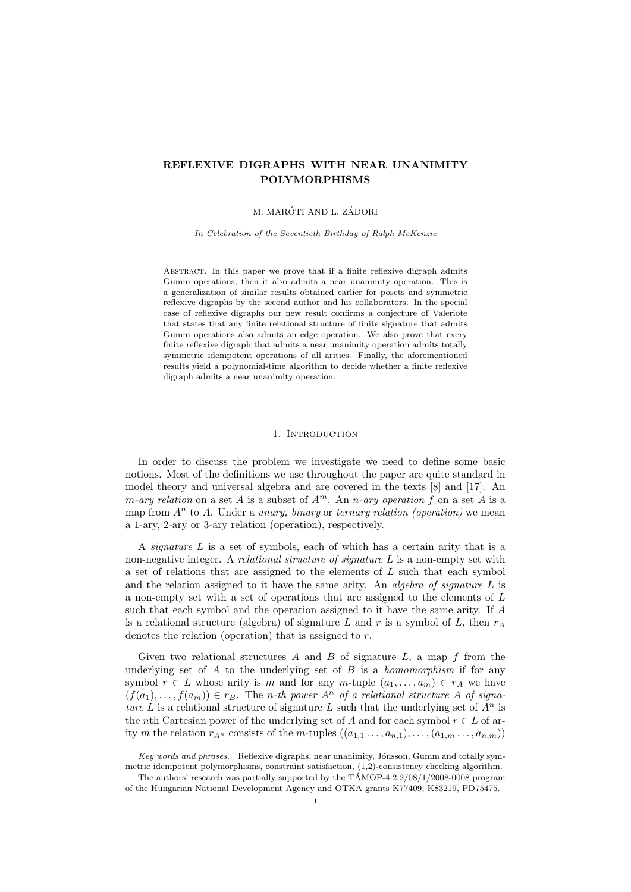# REFLEXIVE DIGRAPHS WITH NEAR UNANIMITY POLYMORPHISMS

M. MARÓTI AND L. ZÁDORI

*In Celebration of the Seventieth Birthday of Ralph McKenzie*

Abstract. In this paper we prove that if a finite reflexive digraph admits Gumm operations, then it also admits a near unanimity operation. This is a generalization of similar results obtained earlier for posets and symmetric reflexive digraphs by the second author and his collaborators. In the special case of reflexive digraphs our new result confirms a conjecture of Valeriote that states that any finite relational structure of finite signature that admits Gumm operations also admits an edge operation. We also prove that every finite reflexive digraph that admits a near unanimity operation admits totally symmetric idempotent operations of all arities. Finally, the aforementioned results yield a polynomial-time algorithm to decide whether a finite reflexive digraph admits a near unanimity operation.

## 1. Introduction

In order to discuss the problem we investigate we need to define some basic notions. Most of the definitions we use throughout the paper are quite standard in model theory and universal algebra and are covered in the texts [8] and [17]. An *m-ary relation* on a set $A$ is a subset of $A^m$. An *n-ary operation* $f$ on a set $A$ is a map from $A^n$ to $A$. Under a *unary, binary* or *ternary relation (operation)* we mean a 1-ary, 2-ary or 3-ary relation (operation), respectively.

A *signature* $L$ is a set of symbols, each of which has a certain arity that is a non-negative integer. A *relational structure of signature* $L$ is a non-empty set with a set of relations that are assigned to the elements of $L$ such that each symbol and the relation assigned to it have the same arity. An *algebra of signature* $L$ is a non-empty set with a set of operations that are assigned to the elements of $L$ such that each symbol and the operation assigned to it have the same arity. If $A$ is a relational structure (algebra) of signature $L$ and $r$ is a symbol of $L$, then $r_A$ denotes the relation (operation) that is assigned to $r$.

Given two relational structures $A$ and $B$ of signature $L$, a map $f$ from the underlying set of $A$ to the underlying set of $B$ is a *homomorphism* if for any symbol $r \in L$ whose arity is $m$ and for any $m$-tuple $(a_1, \dots, a_m) \in r_A$ we have $(f(a_1), \dots, f(a_m)) \in r_B$. The *n-th power* $A^n$ *of a relational structure* $A$ *of signature* $L$ is a relational structure of signature $L$ such that the underlying set of $A^n$ is the $n$th Cartesian power of the underlying set of $A$ and for each symbol $r \in L$ of arity $m$ the relation $r_{A^n}$ consists of the $m$-tuples $((a_{1,1} \dots, a_{n,1}), \dots, (a_{1,m} \dots, a_{n,m}))$

---

*Key words and phrases.* Reflexive digraphs, near unanimity, Jónsson, Gumm and totally symmetric idempotent polymorphisms, constraint satisfaction, (1,2)-consistency checking algorithm.

The authors' research was partially supported by the TÁMOP-4.2.2/08/1/2008-0008 program of the Hungarian National Development Agency and OTKA grants K77409, K83219, PD75475.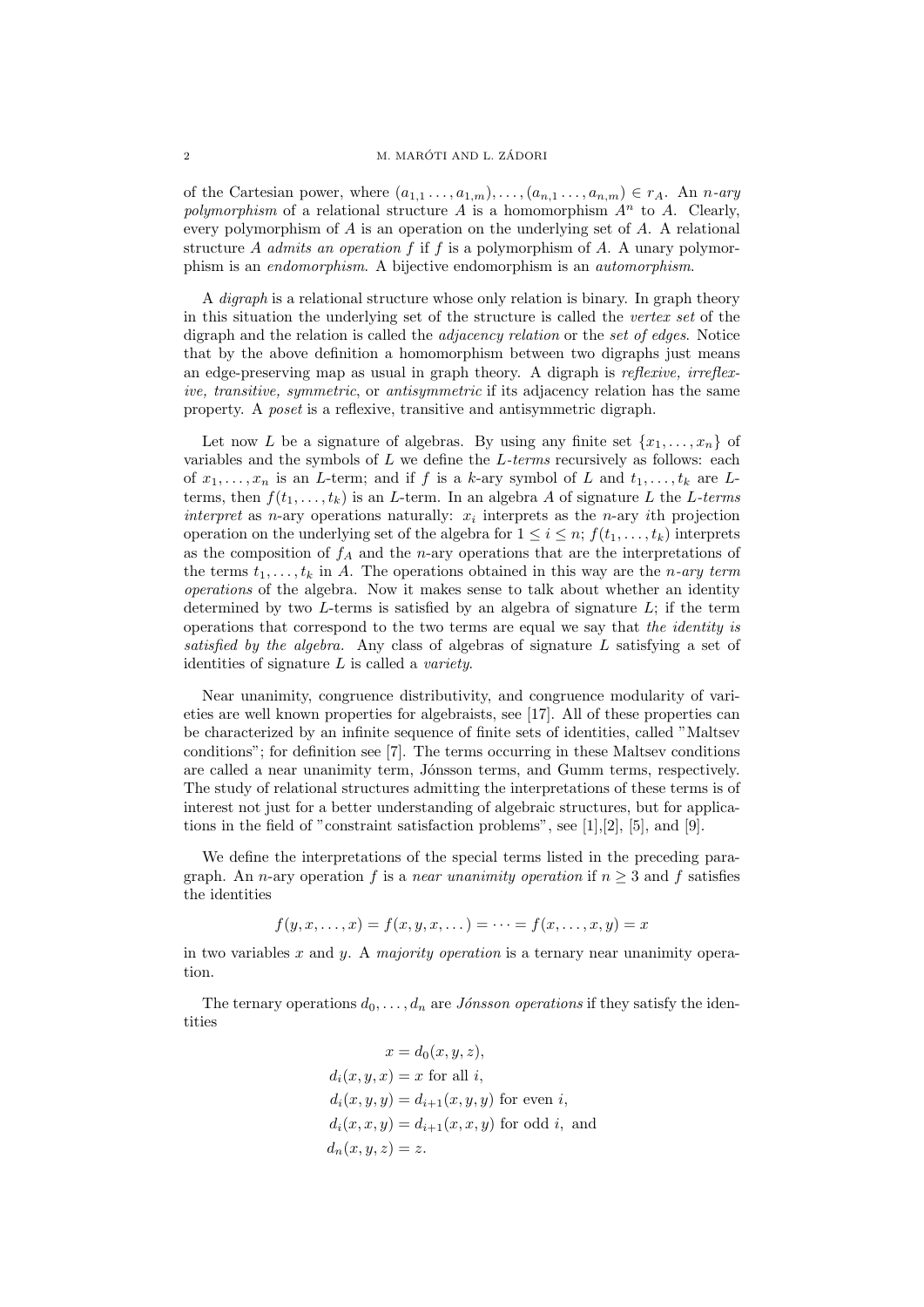of the Cartesian power, where $(a_{1,1}\dots,a_{1,m}),\dots,(a_{n,1}\dots,a_{n,m}) \in r_A$. An *$n$-ary polymorphism* of a relational structure $A$ is a homomorphism $A^n$ to $A$. Clearly, every polymorphism of $A$ is an operation on the underlying set of $A$. A relational structure $A$ *admits an operation* $f$ if $f$ is a polymorphism of $A$. A unary polymorphism is an *endomorphism*. A bijective endomorphism is an *automorphism*.

A *digraph* is a relational structure whose only relation is binary. In graph theory in this situation the underlying set of the structure is called the *vertex set* of the digraph and the relation is called the *adjacency relation* or the *set of edges*. Notice that by the above definition a homomorphism between two digraphs just means an edge-preserving map as usual in graph theory. A digraph is *reflexive, irreflexive, transitive, symmetric*, or *antisymmetric* if its adjacency relation has the same property. A *poset* is a reflexive, transitive and antisymmetric digraph.

Let now $L$ be a signature of algebras. By using any finite set $\{x_1,\dots,x_n\}$ of variables and the symbols of $L$ we define the *$L$-terms* recursively as follows: each of $x_1,\dots,x_n$ is an $L$-term; and if $f$ is a $k$-ary symbol of $L$ and $t_1,\dots,t_k$ are $L$-terms, then $f(t_1,\dots,t_k)$ is an $L$-term. In an algebra $A$ of signature $L$ the *$L$-terms interpret* as $n$-ary operations naturally: $x_i$ interprets as the $n$-ary $i$th projection operation on the underlying set of the algebra for $1 \leq i \leq n$; $f(t_1,\dots,t_k)$ interprets as the composition of $f_A$ and the $n$-ary operations that are the interpretations of the terms $t_1,\dots,t_k$ in $A$. The operations obtained in this way are the *$n$-ary term operations* of the algebra. Now it makes sense to talk about whether an identity determined by two $L$-terms is satisfied by an algebra of signature $L$; if the term operations that correspond to the two terms are equal we say that *the identity is satisfied by the algebra*. Any class of algebras of signature $L$ satisfying a set of identities of signature $L$ is called a *variety*.

Near unanimity, congruence distributivity, and congruence modularity of varieties are well known properties for algebraists, see [17]. All of these properties can be characterized by an infinite sequence of finite sets of identities, called "Maltsev conditions"; for definition see [7]. The terms occurring in these Maltsev conditions are called a near unanimity term, Jónsson terms, and Gumm terms, respectively. The study of relational structures admitting the interpretations of these terms is of interest not just for a better understanding of algebraic structures, but for applications in the field of "constraint satisfaction problems", see [1],[2], [5], and [9].

We define the interpretations of the special terms listed in the preceding paragraph. An $n$-ary operation $f$ is a *near unanimity operation* if $n \geq 3$ and $f$ satisfies the identities

$$f(y,x,\dots,x) = f(x,y,x,\dots) = \dots = f(x,\dots,x,y) = x$$

in two variables $x$ and $y$. A *majority operation* is a ternary near unanimity operation.

The ternary operations $d_0,\dots,d_n$ are *Jónsson operations* if they satisfy the identities

$$\begin{aligned}
&x = d_0(x,y,z),\\
&d_i(x,y,x) = x \text{ for all } i,\\
&d_i(x,y,y) = d_{i+1}(x,y,y) \text{ for even } i,\\
&d_i(x,x,y) = d_{i+1}(x,x,y) \text{ for odd } i, \text{ and}\\
&d_n(x,y,z) = z.
\end{aligned}$$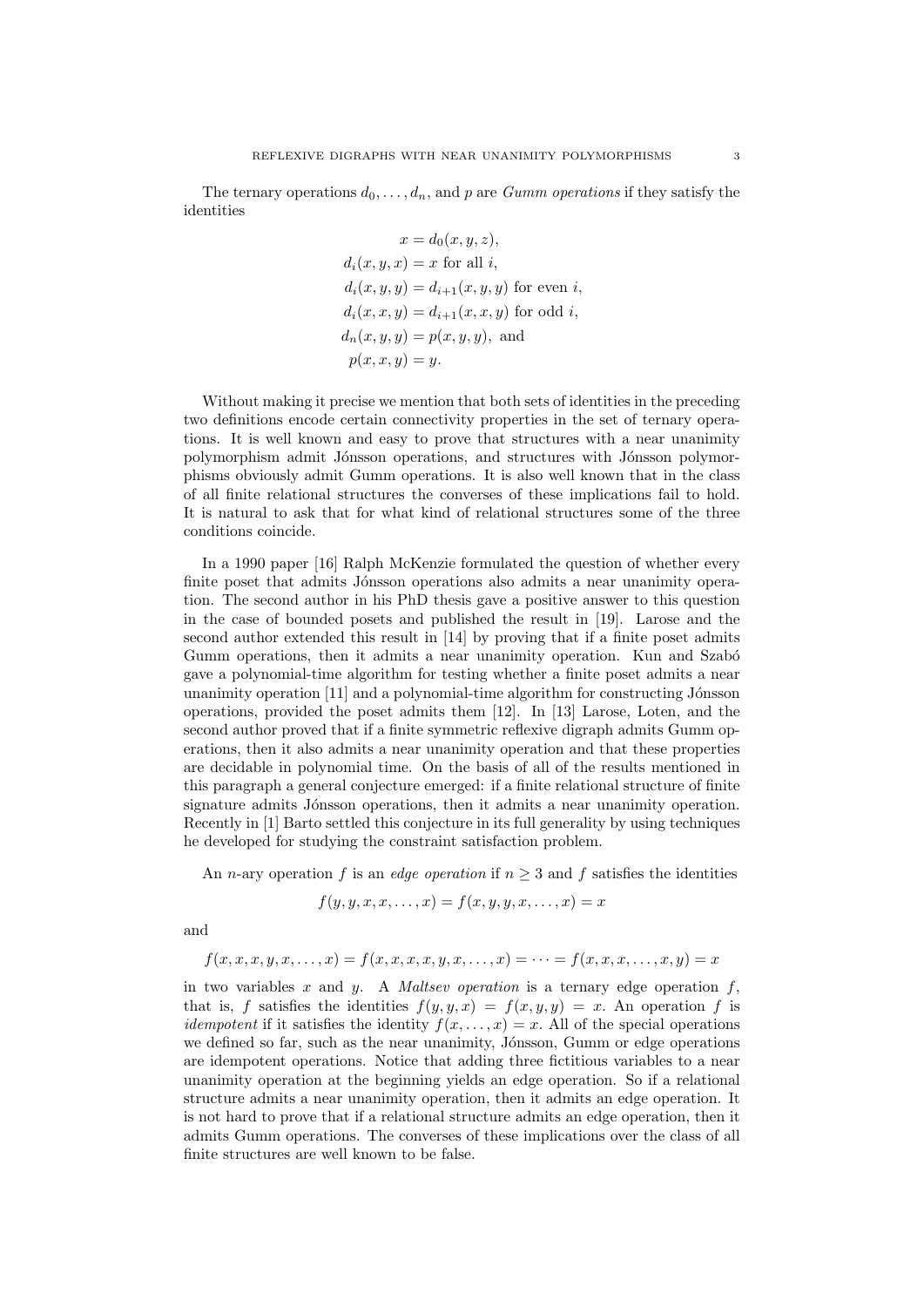The ternary operations $d_0, \ldots, d_n$, and $p$ are *Gumm operations* if they satisfy the identities

$$
\begin{aligned}
x &= d_0(x, y, z), \\
d_i(x, y, x) &= x \text{ for all } i, \\
d_i(x, y, y) &= d_{i+1}(x, y, y) \text{ for even } i, \\
d_i(x, x, y) &= d_{i+1}(x, x, y) \text{ for odd } i, \\
d_n(x, y, y) &= p(x, y, y), \text{ and} \\
p(x, x, y) &= y.
\end{aligned}
$$

Without making it precise we mention that both sets of identities in the preceding two definitions encode certain connectivity properties in the set of ternary operations. It is well known and easy to prove that structures with a near unanimity polymorphism admit Jónsson operations, and structures with Jónsson polymorphisms obviously admit Gumm operations. It is also well known that in the class of all finite relational structures the converses of these implications fail to hold. It is natural to ask that for what kind of relational structures some of the three conditions coincide.

In a 1990 paper [16] Ralph McKenzie formulated the question of whether every finite poset that admits Jónsson operations also admits a near unanimity operation. The second author in his PhD thesis gave a positive answer to this question in the case of bounded posets and published the result in [19]. Larose and the second author extended this result in [14] by proving that if a finite poset admits Gumm operations, then it admits a near unanimity operation. Kun and Szabó gave a polynomial-time algorithm for testing whether a finite poset admits a near unanimity operation [11] and a polynomial-time algorithm for constructing Jónsson operations, provided the poset admits them [12]. In [13] Larose, Loten, and the second author proved that if a finite symmetric reflexive digraph admits Gumm operations, then it also admits a near unanimity operation and that these properties are decidable in polynomial time. On the basis of all of the results mentioned in this paragraph a general conjecture emerged: if a finite relational structure of finite signature admits Jónsson operations, then it admits a near unanimity operation. Recently in [1] Barto settled this conjecture in its full generality by using techniques he developed for studying the constraint satisfaction problem.

An $n$-ary operation $f$ is an *edge operation* if $n \geq 3$ and $f$ satisfies the identities

$$f(y, y, x, x, \ldots, x) = f(x, y, y, x, \ldots, x) = x$$

and

$$f(x, x, x, y, x, \ldots, x) = f(x, x, x, x, y, x, \ldots, x) = \cdots = f(x, x, x, \ldots, x, y) = x$$

in two variables $x$ and $y$. A *Maltsev operation* is a ternary edge operation $f$, that is, $f$ satisfies the identities $f(y, y, x) = f(x, y, y) = x$. An operation $f$ is *idempotent* if it satisfies the identity $f(x, \ldots, x) = x$. All of the special operations we defined so far, such as the near unanimity, Jónsson, Gumm or edge operations are idempotent operations. Notice that adding three fictitious variables to a near unanimity operation at the beginning yields an edge operation. So if a relational structure admits a near unanimity operation, then it admits an edge operation. It is not hard to prove that if a relational structure admits an edge operation, then it admits Gumm operations. The converses of these implications over the class of all finite structures are well known to be false.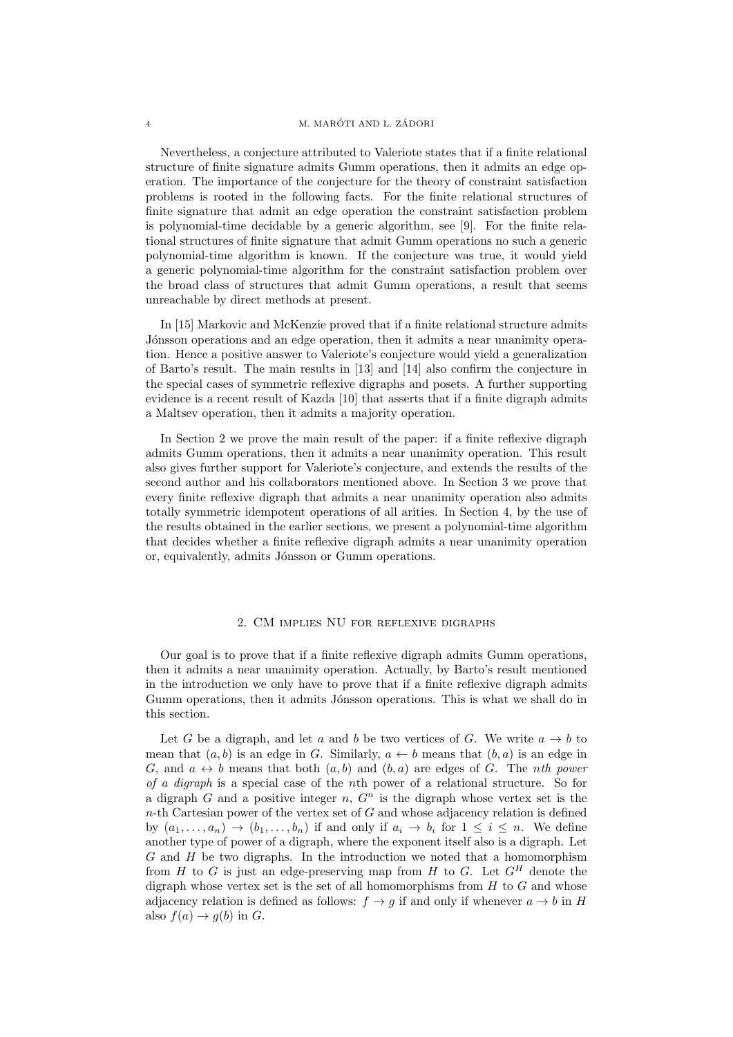Nevertheless, a conjecture attributed to Valeriote states that if a finite relational structure of finite signature admits Gumm operations, then it admits an edge operation. The importance of the conjecture for the theory of constraint satisfaction problems is rooted in the following facts. For the finite relational structures of finite signature that admit an edge operation the constraint satisfaction problem is polynomial-time decidable by a generic algorithm, see [9]. For the finite relational structures of finite signature that admit Gumm operations no such a generic polynomial-time algorithm is known. If the conjecture was true, it would yield a generic polynomial-time algorithm for the constraint satisfaction problem over the broad class of structures that admit Gumm operations, a result that seems unreachable by direct methods at present.

In [15] Markovic and McKenzie proved that if a finite relational structure admits Jónsson operations and an edge operation, then it admits a near unanimity operation. Hence a positive answer to Valeriote's conjecture would yield a generalization of Barto's result. The main results in [13] and [14] also confirm the conjecture in the special cases of symmetric reflexive digraphs and posets. A further supporting evidence is a recent result of Kazda [10] that asserts that if a finite digraph admits a Maltsev operation, then it admits a majority operation.

In Section 2 we prove the main result of the paper: if a finite reflexive digraph admits Gumm operations, then it admits a near unanimity operation. This result also gives further support for Valeriote's conjecture, and extends the results of the second author and his collaborators mentioned above. In Section 3 we prove that every finite reflexive digraph that admits a near unanimity operation also admits totally symmetric idempotent operations of all arities. In Section 4, by the use of the results obtained in the earlier sections, we present a polynomial-time algorithm that decides whether a finite reflexive digraph admits a near unanimity operation or, equivalently, admits Jónsson or Gumm operations.

## 2. CM implies NU for reflexive digraphs

Our goal is to prove that if a finite reflexive digraph admits Gumm operations, then it admits a near unanimity operation. Actually, by Barto's result mentioned in the introduction we only have to prove that if a finite reflexive digraph admits Gumm operations, then it admits Jónsson operations. This is what we shall do in this section.

Let $G$ be a digraph, and let $a$ and $b$ be two vertices of $G$. We write $a \to b$ to mean that $(a, b)$ is an edge in $G$. Similarly, $a \leftarrow b$ means that $(b, a)$ is an edge in $G$, and $a \leftrightarrow b$ means that both $(a, b)$ and $(b, a)$ are edges of $G$. The *nth power of a digraph* is a special case of the $n$th power of a relational structure. So for a digraph $G$ and a positive integer $n$, $G^n$ is the digraph whose vertex set is the $n$-th Cartesian power of the vertex set of $G$ and whose adjacency relation is defined by $(a_1, \ldots, a_n) \to (b_1, \ldots, b_n)$ if and only if $a_i \to b_i$ for $1 \leq i \leq n$. We define another type of power of a digraph, where the exponent itself also is a digraph. Let $G$ and $H$ be two digraphs. In the introduction we noted that a homomorphism from $H$ to $G$ is just an edge-preserving map from $H$ to $G$. Let $G^H$ denote the digraph whose vertex set is the set of all homomorphisms from $H$ to $G$ and whose adjacency relation is defined as follows: $f \to g$ if and only if whenever $a \to b$ in $H$ also $f(a) \to g(b)$ in $G$.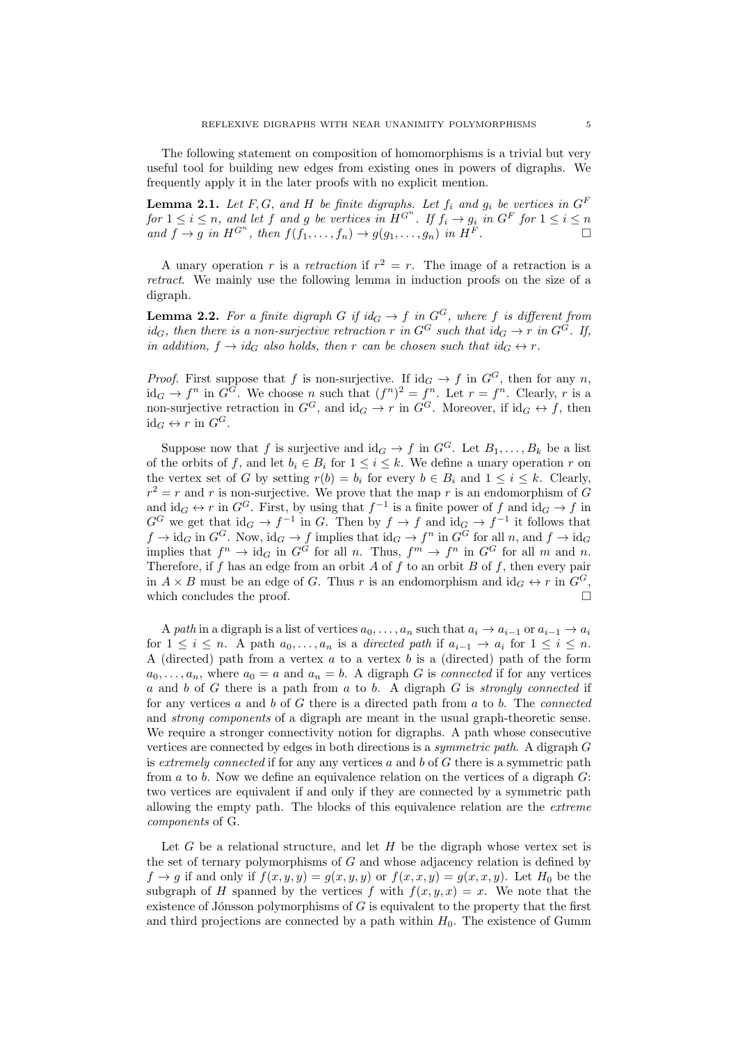The following statement on composition of homomorphisms is a trivial but very useful tool for building new edges from existing ones in powers of digraphs. We frequently apply it in the later proofs with no explicit mention.

**Lemma 2.1.** *Let $F, G$, and $H$ be finite digraphs. Let $f_i$ and $g_i$ be vertices in $G^F$ for $1 \leq i \leq n$, and let $f$ and $g$ be vertices in $H^{G^n}$. If $f_i \to g_i$ in $G^F$ for $1 \leq i \leq n$ and $f \to g$ in $H^{G^n}$, then $f(f_1, \dots, f_n) \to g(g_1, \dots, g_n)$ in $H^F$.* □

A unary operation $r$ is a *retraction* if $r^2 = r$. The image of a retraction is a *retract*. We mainly use the following lemma in induction proofs on the size of a digraph.

**Lemma 2.2.** *For a finite digraph $G$ if $id_G \to f$ in $G^G$, where $f$ is different from $id_G$, then there is a non-surjective retraction $r$ in $G^G$ such that $id_G \to r$ in $G^G$. If, in addition, $f \to id_G$ also holds, then $r$ can be chosen such that $id_G \leftrightarrow r$.*

*Proof.* First suppose that $f$ is non-surjective. If $\mathrm{id}_G \to f$ in $G^G$, then for any $n$, $\mathrm{id}_G \to f^n$ in $G^G$. We choose $n$ such that $(f^n)^2 = f^n$. Let $r = f^n$. Clearly, $r$ is a non-surjective retraction in $G^G$, and $\mathrm{id}_G \to r$ in $G^G$. Moreover, if $\mathrm{id}_G \leftrightarrow f$, then $\mathrm{id}_G \leftrightarrow r$ in $G^G$.

Suppose now that $f$ is surjective and $\mathrm{id}_G \to f$ in $G^G$. Let $B_1, \dots, B_k$ be a list of the orbits of $f$, and let $b_i \in B_i$ for $1 \leq i \leq k$. We define a unary operation $r$ on the vertex set of $G$ by setting $r(b) = b_i$ for every $b \in B_i$ and $1 \leq i \leq k$. Clearly, $r^2 = r$ and $r$ is non-surjective. We prove that the map $r$ is an endomorphism of $G$ and $\mathrm{id}_G \leftrightarrow r$ in $G^G$. First, by using that $f^{-1}$ is a finite power of $f$ and $\mathrm{id}_G \to f$ in $G^G$ we get that $\mathrm{id}_G \to f^{-1}$ in $G$. Then by $f \to f$ and $\mathrm{id}_G \to f^{-1}$ it follows that $f \to \mathrm{id}_G$ in $G^G$. Now, $\mathrm{id}_G \to f$ implies that $\mathrm{id}_G \to f^n$ in $G^G$ for all $n$, and $f \to \mathrm{id}_G$ implies that $f^n \to \mathrm{id}_G$ in $G^G$ for all $n$. Thus, $f^m \to f^n$ in $G^G$ for all $m$ and $n$. Therefore, if $f$ has an edge from an orbit $A$ of $f$ to an orbit $B$ of $f$, then every pair in $A \times B$ must be an edge of $G$. Thus $r$ is an endomorphism and $\mathrm{id}_G \leftrightarrow r$ in $G^G$, which concludes the proof. □

A *path* in a digraph is a list of vertices $a_0, \dots, a_n$ such that $a_i \to a_{i-1}$ or $a_{i-1} \to a_i$ for $1 \leq i \leq n$. A path $a_0, \dots, a_n$ is a *directed path* if $a_{i-1} \to a_i$ for $1 \leq i \leq n$. A (directed) path from a vertex $a$ to a vertex $b$ is a (directed) path of the form $a_0, \dots, a_n$, where $a_0 = a$ and $a_n = b$. A digraph $G$ is *connected* if for any vertices $a$ and $b$ of $G$ there is a path from $a$ to $b$. A digraph $G$ is *strongly connected* if for any vertices $a$ and $b$ of $G$ there is a directed path from $a$ to $b$. The *connected* and *strong components* of a digraph are meant in the usual graph-theoretic sense. We require a stronger connectivity notion for digraphs. A path whose consecutive vertices are connected by edges in both directions is a *symmetric path*. A digraph $G$ is *extremely connected* if for any any vertices $a$ and $b$ of $G$ there is a symmetric path from $a$ to $b$. Now we define an equivalence relation on the vertices of a digraph $G$: two vertices are equivalent if and only if they are connected by a symmetric path allowing the empty path. The blocks of this equivalence relation are the *extreme components* of G.

Let $G$ be a relational structure, and let $H$ be the digraph whose vertex set is the set of ternary polymorphisms of $G$ and whose adjacency relation is defined by $f \to g$ if and only if $f(x, y, y) = g(x, y, y)$ or $f(x, x, y) = g(x, x, y)$. Let $H_0$ be the subgraph of $H$ spanned by the vertices $f$ with $f(x, y, x) = x$. We note that the existence of Jónsson polymorphisms of $G$ is equivalent to the property that the first and third projections are connected by a path within $H_0$. The existence of Gumm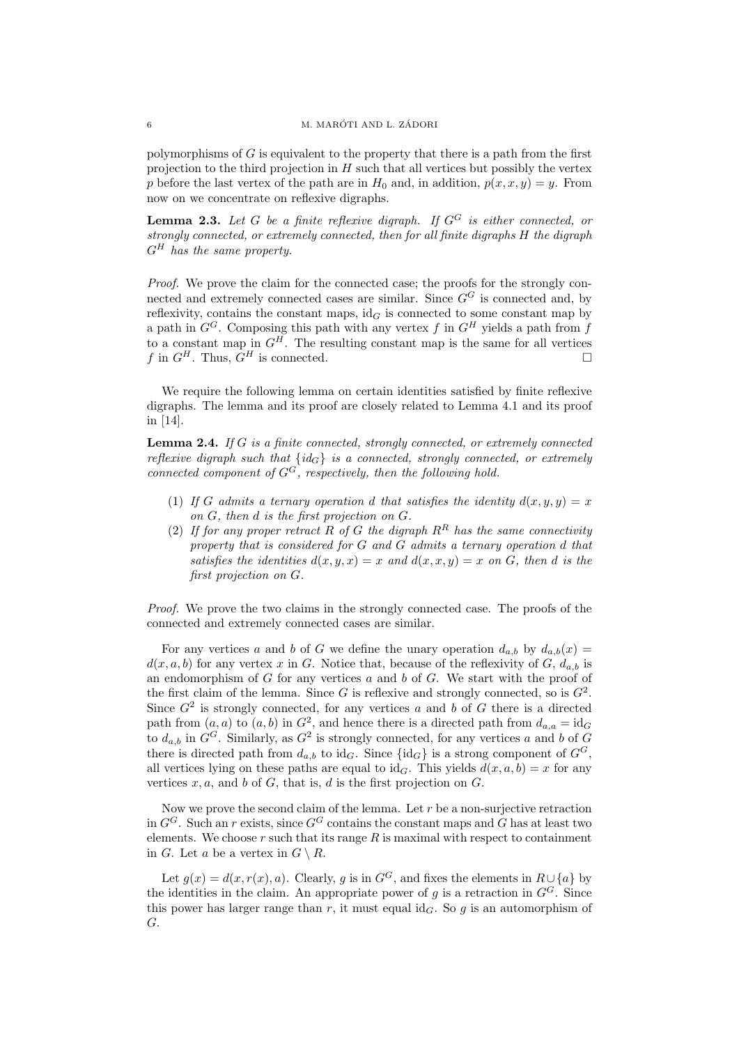polymorphisms of $G$ is equivalent to the property that there is a path from the first projection to the third projection in $H$ such that all vertices but possibly the vertex $p$ before the last vertex of the path are in $H_0$ and, in addition, $p(x, x, y) = y$. From now on we concentrate on reflexive digraphs.

**Lemma 2.3.** *Let $G$ be a finite reflexive digraph. If $G^G$ is either connected, or strongly connected, or extremely connected, then for all finite digraphs $H$ the digraph $G^H$ has the same property.*

*Proof.* We prove the claim for the connected case; the proofs for the strongly connected and extremely connected cases are similar. Since $G^G$ is connected and, by reflexivity, contains the constant maps, $\mathrm{id}_G$ is connected to some constant map by a path in $G^G$. Composing this path with any vertex $f$ in $G^H$ yields a path from $f$ to a constant map in $G^H$. The resulting constant map is the same for all vertices $f$ in $G^H$. Thus, $G^H$ is connected. □

We require the following lemma on certain identities satisfied by finite reflexive digraphs. The lemma and its proof are closely related to Lemma 4.1 and its proof in [14].

**Lemma 2.4.** *If $G$ is a finite connected, strongly connected, or extremely connected reflexive digraph such that $\{id_G\}$ is a connected, strongly connected, or extremely connected component of $G^G$, respectively, then the following hold.*

1. *If $G$ admits a ternary operation $d$ that satisfies the identity $d(x, y, y) = x$ on $G$, then $d$ is the first projection on $G$.*
2. *If for any proper retract $R$ of $G$ the digraph $R^R$ has the same connectivity property that is considered for $G$ and $G$ admits a ternary operation $d$ that satisfies the identities $d(x, y, x) = x$ and $d(x, x, y) = x$ on $G$, then $d$ is the first projection on $G$.*

*Proof.* We prove the two claims in the strongly connected case. The proofs of the connected and extremely connected cases are similar.

For any vertices $a$ and $b$ of $G$ we define the unary operation $d_{a,b}$ by $d_{a,b}(x) = d(x, a, b)$ for any vertex $x$ in $G$. Notice that, because of the reflexivity of $G$, $d_{a,b}$ is an endomorphism of $G$ for any vertices $a$ and $b$ of $G$. We start with the proof of the first claim of the lemma. Since $G$ is reflexive and strongly connected, so is $G^2$. Since $G^2$ is strongly connected, for any vertices $a$ and $b$ of $G$ there is a directed path from $(a, a)$ to $(a, b)$ in $G^2$, and hence there is a directed path from $d_{a,a} = \mathrm{id}_G$ to $d_{a,b}$ in $G^G$. Similarly, as $G^2$ is strongly connected, for any vertices $a$ and $b$ of $G$ there is directed path from $d_{a,b}$ to $\mathrm{id}_G$. Since $\{\mathrm{id}_G\}$ is a strong component of $G^G$, all vertices lying on these paths are equal to $\mathrm{id}_G$. This yields $d(x, a, b) = x$ for any vertices $x, a$, and $b$ of $G$, that is, $d$ is the first projection on $G$.

Now we prove the second claim of the lemma. Let $r$ be a non-surjective retraction in $G^G$. Such an $r$ exists, since $G^G$ contains the constant maps and $G$ has at least two elements. We choose $r$ such that its range $R$ is maximal with respect to containment in $G$. Let $a$ be a vertex in $G \setminus R$.

Let $g(x) = d(x, r(x), a)$. Clearly, $g$ is in $G^G$, and fixes the elements in $R \cup \{a\}$ by the identities in the claim. An appropriate power of $g$ is a retraction in $G^G$. Since this power has larger range than $r$, it must equal $\mathrm{id}_G$. So $g$ is an automorphism of $G$.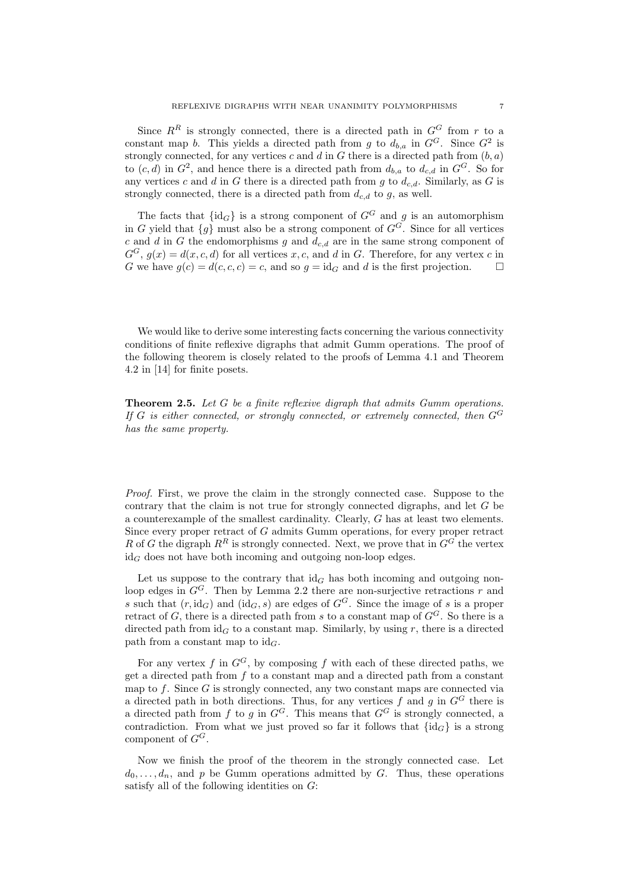Since $R^R$ is strongly connected, there is a directed path in $G^G$ from $r$ to a constant map $b$. This yields a directed path from $g$ to $d_{b,a}$ in $G^G$. Since $G^2$ is strongly connected, for any vertices $c$ and $d$ in $G$ there is a directed path from $(b, a)$ to $(c, d)$ in $G^2$, and hence there is a directed path from $d_{b,a}$ to $d_{c,d}$ in $G^G$. So for any vertices $c$ and $d$ in $G$ there is a directed path from $g$ to $d_{c,d}$. Similarly, as $G$ is strongly connected, there is a directed path from $d_{c,d}$ to $g$, as well.

The facts that $\{\mathrm{id}_G\}$ is a strong component of $G^G$ and $g$ is an automorphism in $G$ yield that $\{g\}$ must also be a strong component of $G^G$. Since for all vertices $c$ and $d$ in $G$ the endomorphisms $g$ and $d_{c,d}$ are in the same strong component of $G^G$, $g(x) = d(x, c, d)$ for all vertices $x, c$, and $d$ in $G$. Therefore, for any vertex $c$ in $G$ we have $g(c) = d(c, c, c) = c$, and so $g = \mathrm{id}_G$ and $d$ is the first projection. $\square$

We would like to derive some interesting facts concerning the various connectivity conditions of finite reflexive digraphs that admit Gumm operations. The proof of the following theorem is closely related to the proofs of Lemma 4.1 and Theorem 4.2 in [14] for finite posets.

**Theorem 2.5.** *Let $G$ be a finite reflexive digraph that admits Gumm operations. If $G$ is either connected, or strongly connected, or extremely connected, then $G^G$ has the same property.*

*Proof.* First, we prove the claim in the strongly connected case. Suppose to the contrary that the claim is not true for strongly connected digraphs, and let $G$ be a counterexample of the smallest cardinality. Clearly, $G$ has at least two elements. Since every proper retract of $G$ admits Gumm operations, for every proper retract $R$ of $G$ the digraph $R^R$ is strongly connected. Next, we prove that in $G^G$ the vertex $\mathrm{id}_G$ does not have both incoming and outgoing non-loop edges.

Let us suppose to the contrary that $\mathrm{id}_G$ has both incoming and outgoing non-loop edges in $G^G$. Then by Lemma 2.2 there are non-surjective retractions $r$ and $s$ such that $(r, \mathrm{id}_G)$ and $(\mathrm{id}_G, s)$ are edges of $G^G$. Since the image of $s$ is a proper retract of $G$, there is a directed path from $s$ to a constant map of $G^G$. So there is a directed path from $\mathrm{id}_G$ to a constant map. Similarly, by using $r$, there is a directed path from a constant map to $\mathrm{id}_G$.

For any vertex $f$ in $G^G$, by composing $f$ with each of these directed paths, we get a directed path from $f$ to a constant map and a directed path from a constant map to $f$. Since $G$ is strongly connected, any two constant maps are connected via a directed path in both directions. Thus, for any vertices $f$ and $g$ in $G^G$ there is a directed path from $f$ to $g$ in $G^G$. This means that $G^G$ is strongly connected, a contradiction. From what we just proved so far it follows that $\{\mathrm{id}_G\}$ is a strong component of $G^G$.

Now we finish the proof of the theorem in the strongly connected case. Let $d_0, \ldots, d_n$, and $p$ be Gumm operations admitted by $G$. Thus, these operations satisfy all of the following identities on $G$: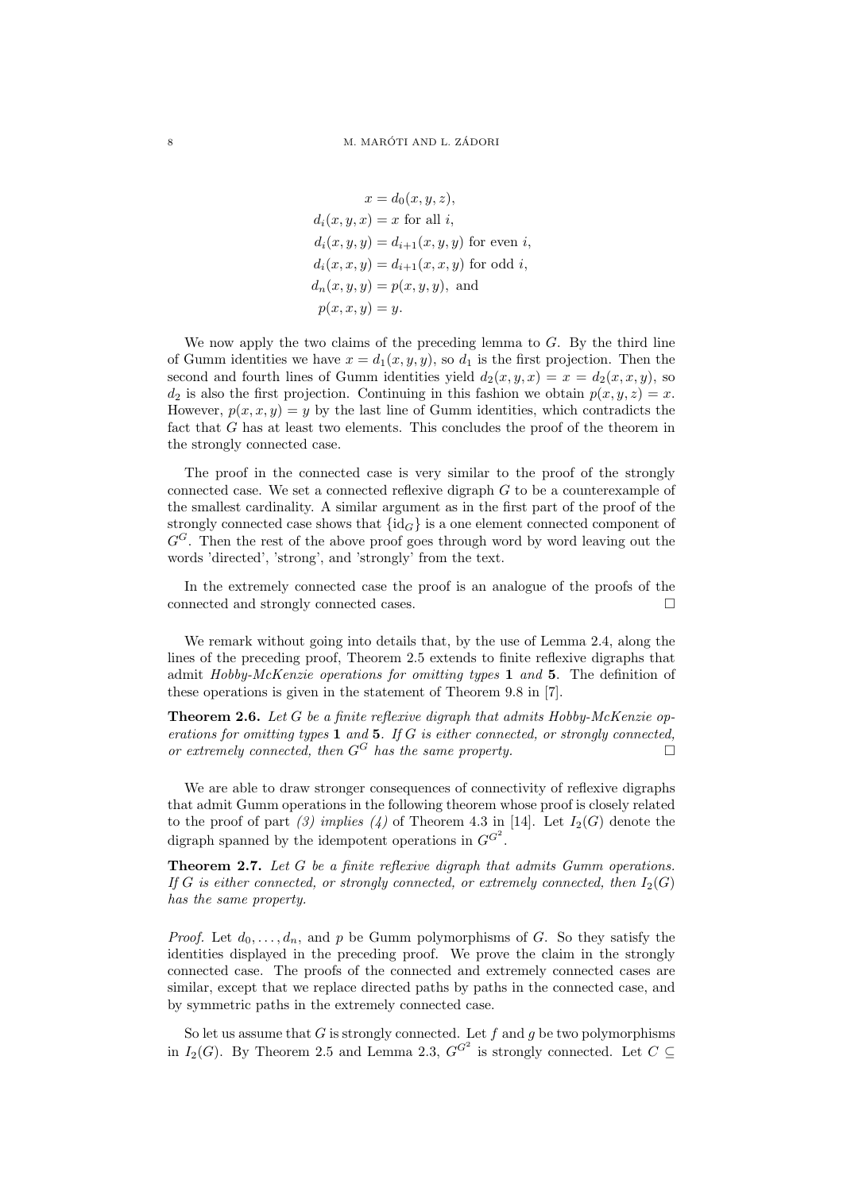$$
\begin{aligned}
x &= d_0(x, y, z),\\
d_i(x, y, x) &= x \text{ for all } i,\\
d_i(x, y, y) &= d_{i+1}(x, y, y) \text{ for even } i,\\
d_i(x, x, y) &= d_{i+1}(x, x, y) \text{ for odd } i,\\
d_n(x, y, y) &= p(x, y, y), \text{ and}\\
p(x, x, y) &= y.
\end{aligned}
$$

We now apply the two claims of the preceding lemma to $G$. By the third line of Gumm identities we have $x = d_1(x, y, y)$, so $d_1$ is the first projection. Then the second and fourth lines of Gumm identities yield $d_2(x, y, x) = x = d_2(x, x, y)$, so $d_2$ is also the first projection. Continuing in this fashion we obtain $p(x, y, z) = x$. However, $p(x, x, y) = y$ by the last line of Gumm identities, which contradicts the fact that $G$ has at least two elements. This concludes the proof of the theorem in the strongly connected case.

The proof in the connected case is very similar to the proof of the strongly connected case. We set a connected reflexive digraph $G$ to be a counterexample of the smallest cardinality. A similar argument as in the first part of the proof of the strongly connected case shows that $\{\mathrm{id}_G\}$ is a one element connected component of $G^G$. Then the rest of the above proof goes through word by word leaving out the words 'directed', 'strong', and 'strongly' from the text.

In the extremely connected case the proof is an analogue of the proofs of the connected and strongly connected cases. □

We remark without going into details that, by the use of Lemma 2.4, along the lines of the preceding proof, Theorem 2.5 extends to finite reflexive digraphs that admit *Hobby-McKenzie operations for omitting types* **1** *and* **5**. The definition of these operations is given in the statement of Theorem 9.8 in [7].

**Theorem 2.6.** *Let $G$ be a finite reflexive digraph that admits Hobby-McKenzie operations for omitting types* **1** *and* **5**. *If $G$ is either connected, or strongly connected, or extremely connected, then $G^G$ has the same property.* □

We are able to draw stronger consequences of connectivity of reflexive digraphs that admit Gumm operations in the following theorem whose proof is closely related to the proof of part *(3) implies (4)* of Theorem 4.3 in [14]. Let $I_2(G)$ denote the digraph spanned by the idempotent operations in $G^{G^2}$.

**Theorem 2.7.** *Let $G$ be a finite reflexive digraph that admits Gumm operations. If $G$ is either connected, or strongly connected, or extremely connected, then $I_2(G)$ has the same property.*

*Proof.* Let $d_0, \dots, d_n$, and $p$ be Gumm polymorphisms of $G$. So they satisfy the identities displayed in the preceding proof. We prove the claim in the strongly connected case. The proofs of the connected and extremely connected cases are similar, except that we replace directed paths by paths in the connected case, and by symmetric paths in the extremely connected case.

So let us assume that $G$ is strongly connected. Let $f$ and $g$ be two polymorphisms in $I_2(G)$. By Theorem 2.5 and Lemma 2.3, $G^{G^2}$ is strongly connected. Let $C \subseteq$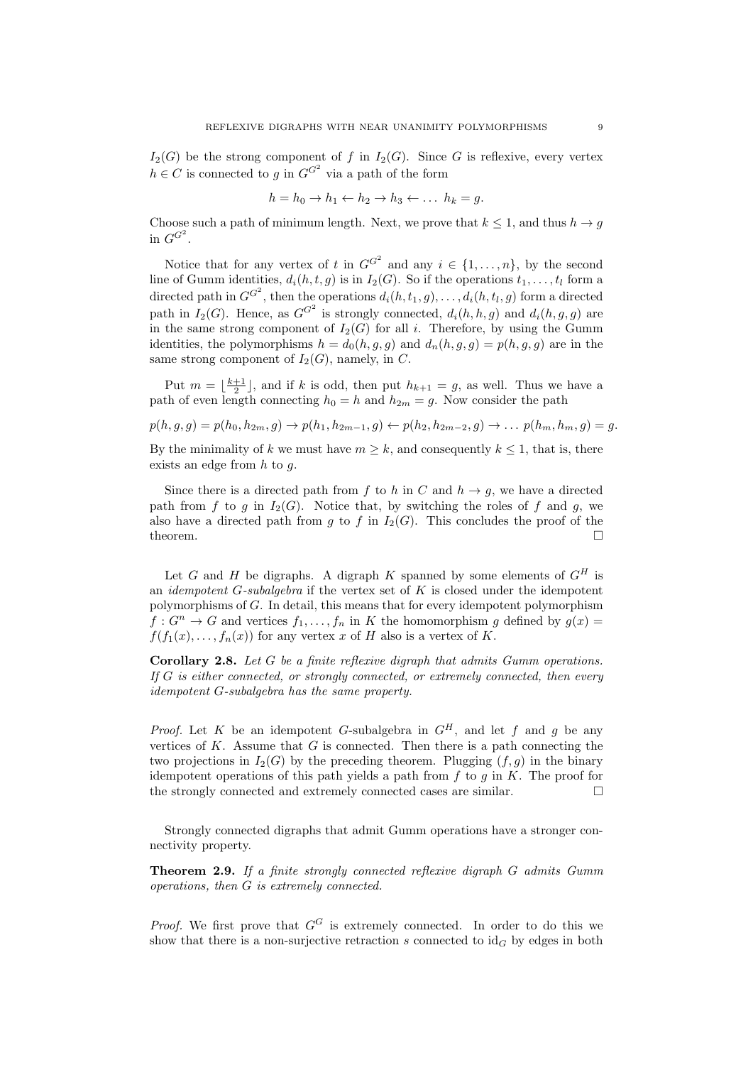$I_2(G)$ be the strong component of $f$ in $I_2(G)$. Since $G$ is reflexive, every vertex $h \in C$ is connected to $g$ in $G^{G^2}$ via a path of the form

$$h = h_0 \to h_1 \leftarrow h_2 \to h_3 \leftarrow \dots\ h_k = g.$$

Choose such a path of minimum length. Next, we prove that $k \leq 1$, and thus $h \to g$ in $G^{G^2}$.

Notice that for any vertex of $t$ in $G^{G^2}$ and any $i \in \{1, \dots, n\}$, by the second line of Gumm identities, $d_i(h, t, g)$ is in $I_2(G)$. So if the operations $t_1, \dots, t_l$ form a directed path in $G^{G^2}$, then the operations $d_i(h, t_1, g), \dots, d_i(h, t_l, g)$ form a directed path in $I_2(G)$. Hence, as $G^{G^2}$ is strongly connected, $d_i(h, h, g)$ and $d_i(h, g, g)$ are in the same strong component of $I_2(G)$ for all $i$. Therefore, by using the Gumm identities, the polymorphisms $h = d_0(h, g, g)$ and $d_n(h, g, g) = p(h, g, g)$ are in the same strong component of $I_2(G)$, namely, in $C$.

Put $m = \lfloor \frac{k+1}{2} \rfloor$, and if $k$ is odd, then put $h_{k+1} = g$, as well. Thus we have a path of even length connecting $h_0 = h$ and $h_{2m} = g$. Now consider the path

$$p(h, g, g) = p(h_0, h_{2m}, g) \to p(h_1, h_{2m-1}, g) \leftarrow p(h_2, h_{2m-2}, g) \to \dots\ p(h_m, h_m, g) = g.$$

By the minimality of $k$ we must have $m \geq k$, and consequently $k \leq 1$, that is, there exists an edge from $h$ to $g$.

Since there is a directed path from $f$ to $h$ in $C$ and $h \to g$, we have a directed path from $f$ to $g$ in $I_2(G)$. Notice that, by switching the roles of $f$ and $g$, we also have a directed path from $g$ to $f$ in $I_2(G)$. This concludes the proof of the theorem. □

Let $G$ and $H$ be digraphs. A digraph $K$ spanned by some elements of $G^H$ is an *idempotent $G$-subalgebra* if the vertex set of $K$ is closed under the idempotent polymorphisms of $G$. In detail, this means that for every idempotent polymorphism $f : G^n \to G$ and vertices $f_1, \dots, f_n$ in $K$ the homomorphism $g$ defined by $g(x) = f(f_1(x), \dots, f_n(x))$ for any vertex $x$ of $H$ also is a vertex of $K$.

**Corollary 2.8.** *Let $G$ be a finite reflexive digraph that admits Gumm operations. If $G$ is either connected, or strongly connected, or extremely connected, then every idempotent $G$-subalgebra has the same property.*

*Proof.* Let $K$ be an idempotent $G$-subalgebra in $G^H$, and let $f$ and $g$ be any vertices of $K$. Assume that $G$ is connected. Then there is a path connecting the two projections in $I_2(G)$ by the preceding theorem. Plugging $(f, g)$ in the binary idempotent operations of this path yields a path from $f$ to $g$ in $K$. The proof for the strongly connected and extremely connected cases are similar. □

Strongly connected digraphs that admit Gumm operations have a stronger connectivity property.

**Theorem 2.9.** *If a finite strongly connected reflexive digraph $G$ admits Gumm operations, then $G$ is extremely connected.*

*Proof.* We first prove that $G^G$ is extremely connected. In order to do this we show that there is a non-surjective retraction $s$ connected to $\mathrm{id}_G$ by edges in both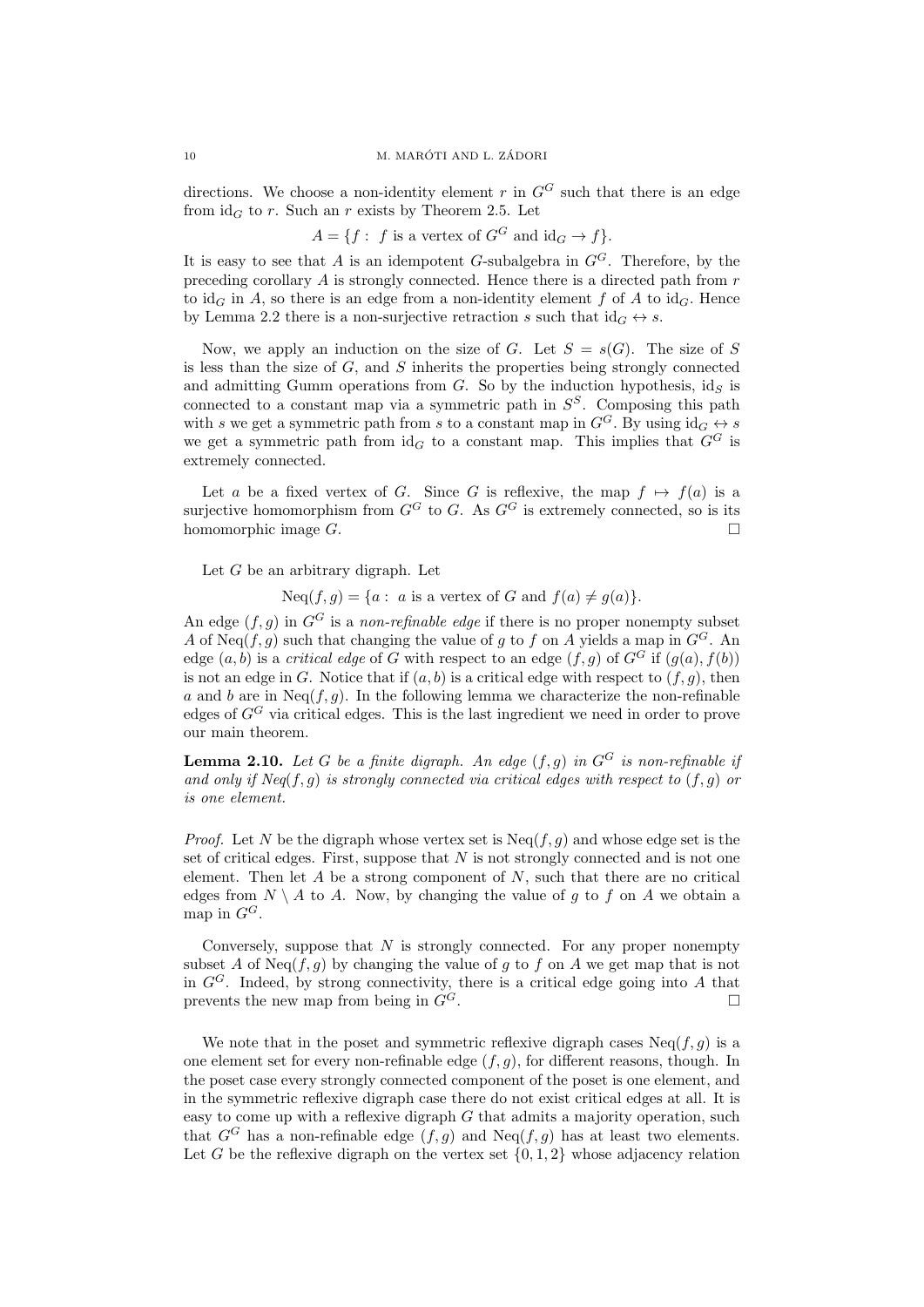directions. We choose a non-identity element $r$ in $G^G$ such that there is an edge from $\mathrm{id}_G$ to $r$. Such an $r$ exists by Theorem 2.5. Let

$$A = \{f : \ f \text{ is a vertex of } G^G \text{ and } \mathrm{id}_G \to f\}.$$

It is easy to see that $A$ is an idempotent $G$-subalgebra in $G^G$. Therefore, by the preceding corollary $A$ is strongly connected. Hence there is a directed path from $r$ to $\mathrm{id}_G$ in $A$, so there is an edge from a non-identity element $f$ of $A$ to $\mathrm{id}_G$. Hence by Lemma 2.2 there is a non-surjective retraction $s$ such that $\mathrm{id}_G \leftrightarrow s$.

Now, we apply an induction on the size of $G$. Let $S = s(G)$. The size of $S$ is less than the size of $G$, and $S$ inherits the properties being strongly connected and admitting Gumm operations from $G$. So by the induction hypothesis, $\mathrm{id}_S$ is connected to a constant map via a symmetric path in $S^S$. Composing this path with $s$ we get a symmetric path from $s$ to a constant map in $G^G$. By using $\mathrm{id}_G \leftrightarrow s$ we get a symmetric path from $\mathrm{id}_G$ to a constant map. This implies that $G^G$ is extremely connected.

Let $a$ be a fixed vertex of $G$. Since $G$ is reflexive, the map $f \mapsto f(a)$ is a surjective homomorphism from $G^G$ to $G$. As $G^G$ is extremely connected, so is its homomorphic image $G$. $\square$

Let $G$ be an arbitrary digraph. Let

$$\mathrm{Neq}(f, g) = \{a : \ a \text{ is a vertex of } G \text{ and } f(a) \neq g(a)\}.$$

An edge $(f, g)$ in $G^G$ is a *non-refinable edge* if there is no proper nonempty subset $A$ of $\mathrm{Neq}(f, g)$ such that changing the value of $g$ to $f$ on $A$ yields a map in $G^G$. An edge $(a, b)$ is a *critical edge* of $G$ with respect to an edge $(f, g)$ of $G^G$ if $(g(a), f(b))$ is not an edge in $G$. Notice that if $(a, b)$ is a critical edge with respect to $(f, g)$, then $a$ and $b$ are in $\mathrm{Neq}(f, g)$. In the following lemma we characterize the non-refinable edges of $G^G$ via critical edges. This is the last ingredient we need in order to prove our main theorem.

**Lemma 2.10.** *Let $G$ be a finite digraph. An edge $(f, g)$ in $G^G$ is non-refinable if and only if $\mathrm{Neq}(f, g)$ is strongly connected via critical edges with respect to $(f, g)$ or is one element.*

*Proof.* Let $N$ be the digraph whose vertex set is $\mathrm{Neq}(f, g)$ and whose edge set is the set of critical edges. First, suppose that $N$ is not strongly connected and is not one element. Then let $A$ be a strong component of $N$, such that there are no critical edges from $N \setminus A$ to $A$. Now, by changing the value of $g$ to $f$ on $A$ we obtain a map in $G^G$.

Conversely, suppose that $N$ is strongly connected. For any proper nonempty subset $A$ of $\mathrm{Neq}(f, g)$ by changing the value of $g$ to $f$ on $A$ we get map that is not in $G^G$. Indeed, by strong connectivity, there is a critical edge going into $A$ that prevents the new map from being in $G^G$. $\square$

We note that in the poset and symmetric reflexive digraph cases $\mathrm{Neq}(f, g)$ is a one element set for every non-refinable edge $(f, g)$, for different reasons, though. In the poset case every strongly connected component of the poset is one element, and in the symmetric reflexive digraph case there do not exist critical edges at all. It is easy to come up with a reflexive digraph $G$ that admits a majority operation, such that $G^G$ has a non-refinable edge $(f, g)$ and $\mathrm{Neq}(f, g)$ has at least two elements. Let $G$ be the reflexive digraph on the vertex set $\{0, 1, 2\}$ whose adjacency relation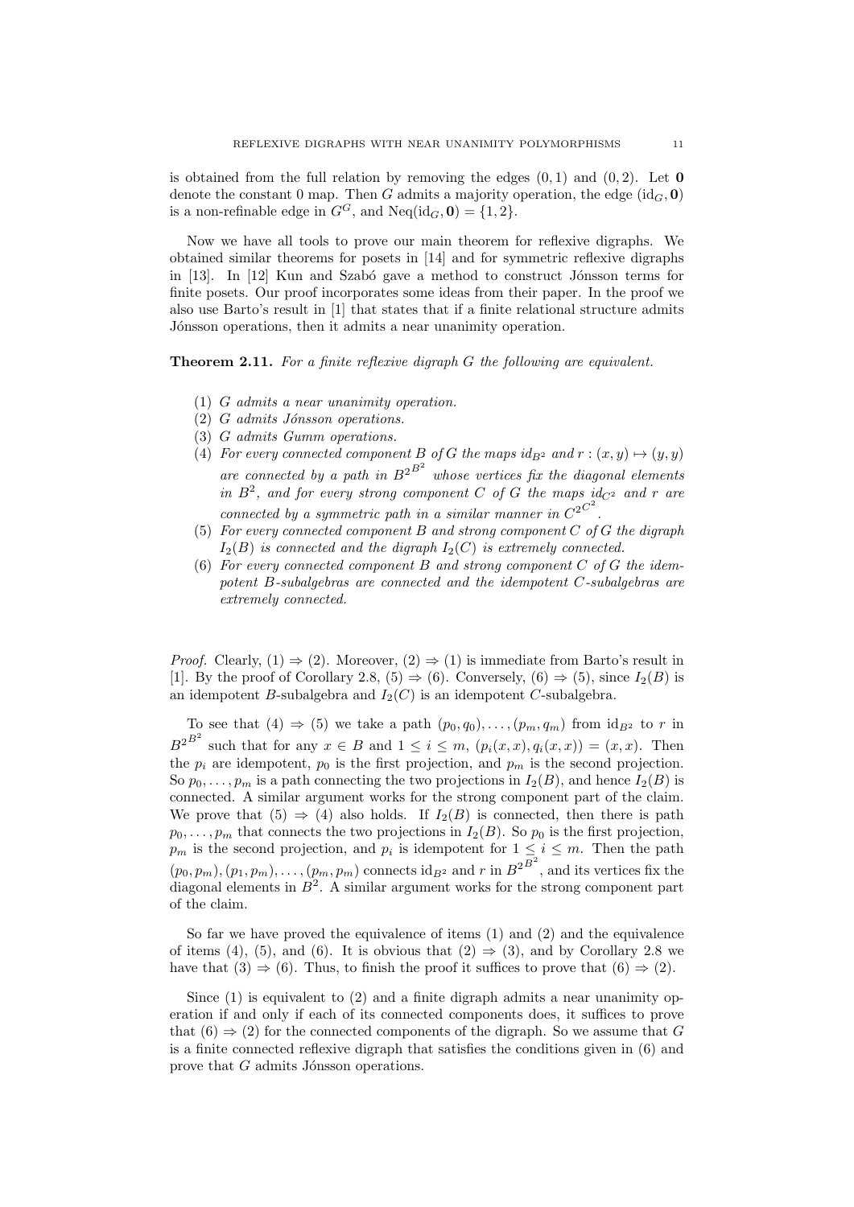is obtained from the full relation by removing the edges $(0,1)$ and $(0,2)$. Let $\mathbf{0}$ denote the constant 0 map. Then $G$ admits a majority operation, the edge $(\mathrm{id}_G, \mathbf{0})$ is a non-refinable edge in $G^G$, and $\mathrm{Neq}(\mathrm{id}_G, \mathbf{0}) = \{1, 2\}$.

Now we have all tools to prove our main theorem for reflexive digraphs. We obtained similar theorems for posets in [14] and for symmetric reflexive digraphs in [13]. In [12] Kun and Szabó gave a method to construct Jónsson terms for finite posets. Our proof incorporates some ideas from their paper. In the proof we also use Barto's result in [1] that states that if a finite relational structure admits Jónsson operations, then it admits a near unanimity operation.

**Theorem 2.11.** *For a finite reflexive digraph $G$ the following are equivalent.*

1. *$G$ admits a near unanimity operation.*
2. *$G$ admits Jónsson operations.*
3. *$G$ admits Gumm operations.*
4. *For every connected component $B$ of $G$ the maps $id_{B^2}$ and $r : (x, y) \mapsto (y, y)$ are connected by a path in ${B^2}^{B^2}$ whose vertices fix the diagonal elements in $B^2$, and for every strong component $C$ of $G$ the maps $id_{C^2}$ and $r$ are connected by a symmetric path in a similar manner in ${C^2}^{C^2}$.*
5. *For every connected component $B$ and strong component $C$ of $G$ the digraph $I_2(B)$ is connected and the digraph $I_2(C)$ is extremely connected.*
6. *For every connected component $B$ and strong component $C$ of $G$ the idempotent $B$-subalgebras are connected and the idempotent $C$-subalgebras are extremely connected.*

*Proof.* Clearly, (1) $\Rightarrow$ (2). Moreover, (2) $\Rightarrow$ (1) is immediate from Barto's result in [1]. By the proof of Corollary 2.8, (5) $\Rightarrow$ (6). Conversely, (6) $\Rightarrow$ (5), since $I_2(B)$ is an idempotent $B$-subalgebra and $I_2(C)$ is an idempotent $C$-subalgebra.

To see that (4) $\Rightarrow$ (5) we take a path $(p_0, q_0), \ldots, (p_m, q_m)$ from $\mathrm{id}_{B^2}$ to $r$ in ${B^2}^{B^2}$ such that for any $x \in B$ and $1 \le i \le m$, $(p_i(x,x), q_i(x,x)) = (x,x)$. Then the $p_i$ are idempotent, $p_0$ is the first projection, and $p_m$ is the second projection. So $p_0, \ldots, p_m$ is a path connecting the two projections in $I_2(B)$, and hence $I_2(B)$ is connected. A similar argument works for the strong component part of the claim. We prove that (5) $\Rightarrow$ (4) also holds. If $I_2(B)$ is connected, then there is path $p_0, \ldots, p_m$ that connects the two projections in $I_2(B)$. So $p_0$ is the first projection, $p_m$ is the second projection, and $p_i$ is idempotent for $1 \le i \le m$. Then the path $(p_0, p_m), (p_1, p_m), \ldots, (p_m, p_m)$ connects $\mathrm{id}_{B^2}$ and $r$ in ${B^2}^{B^2}$, and its vertices fix the diagonal elements in $B^2$. A similar argument works for the strong component part of the claim.

So far we have proved the equivalence of items (1) and (2) and the equivalence of items (4), (5), and (6). It is obvious that (2) $\Rightarrow$ (3), and by Corollary 2.8 we have that (3) $\Rightarrow$ (6). Thus, to finish the proof it suffices to prove that (6) $\Rightarrow$ (2).

Since (1) is equivalent to (2) and a finite digraph admits a near unanimity operation if and only if each of its connected components does, it suffices to prove that (6) $\Rightarrow$ (2) for the connected components of the digraph. So we assume that $G$ is a finite connected reflexive digraph that satisfies the conditions given in (6) and prove that $G$ admits Jónsson operations.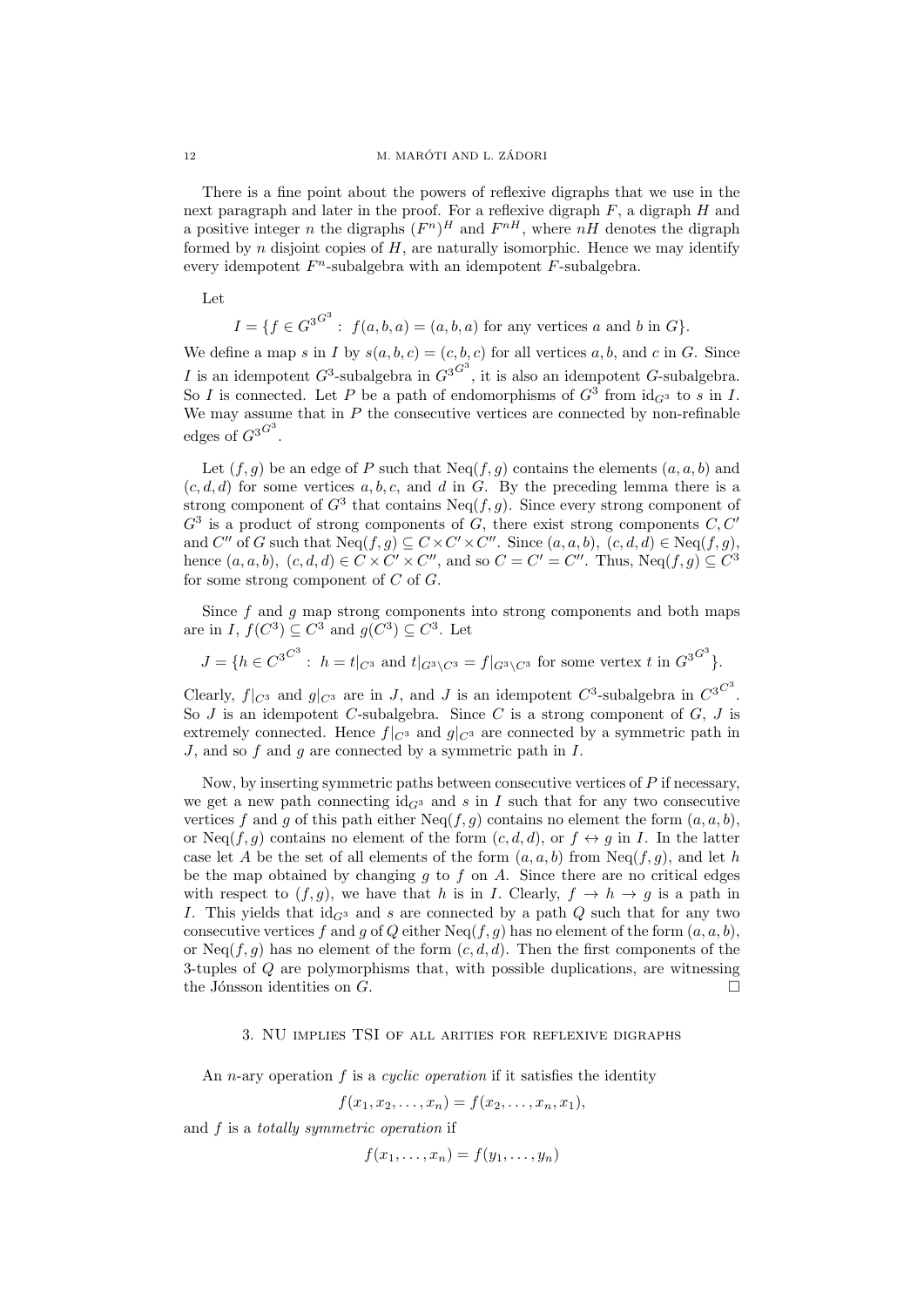There is a fine point about the powers of reflexive digraphs that we use in the next paragraph and later in the proof. For a reflexive digraph $F$, a digraph $H$ and a positive integer $n$ the digraphs $(F^n)^H$ and $F^{nH}$, where $nH$ denotes the digraph formed by $n$ disjoint copies of $H$, are naturally isomorphic. Hence we may identify every idempotent $F^n$-subalgebra with an idempotent $F$-subalgebra.

Let

$$I = \{f \in {G^3}^{G^3} : \ f(a, b, a) = (a, b, a) \text{ for any vertices } a \text{ and } b \text{ in } G\}.$$

We define a map $s$ in $I$ by $s(a, b, c) = (c, b, c)$ for all vertices $a$, $b$, and $c$ in $G$. Since $I$ is an idempotent $G^3$-subalgebra in ${G^3}^{G^3}$, it is also an idempotent $G$-subalgebra. So $I$ is connected. Let $P$ be a path of endomorphisms of $G^3$ from $\mathrm{id}_{G^3}$ to $s$ in $I$. We may assume that in $P$ the consecutive vertices are connected by non-refinable edges of ${G^3}^{G^3}$.

Let $(f, g)$ be an edge of $P$ such that $\mathrm{Neq}(f, g)$ contains the elements $(a, a, b)$ and $(c, d, d)$ for some vertices $a, b, c$, and $d$ in $G$. By the preceding lemma there is a strong component of $G^3$ that contains $\mathrm{Neq}(f, g)$. Since every strong component of $G^3$ is a product of strong components of $G$, there exist strong components $C, C'$ and $C''$ of $G$ such that $\mathrm{Neq}(f, g) \subseteq C \times C' \times C''$. Since $(a, a, b),\ (c, d, d) \in \mathrm{Neq}(f, g)$, hence $(a, a, b),\ (c, d, d) \in C \times C' \times C''$, and so $C = C' = C''$. Thus, $\mathrm{Neq}(f, g) \subseteq C^3$ for some strong component of $C$ of $G$.

Since $f$ and $g$ map strong components into strong components and both maps are in $I$, $f(C^3) \subseteq C^3$ and $g(C^3) \subseteq C^3$. Let

$$J = \{h \in {C^3}^{C^3} : \ h = t|_{C^3} \text{ and } t|_{G^3 \setminus C^3} = f|_{G^3 \setminus C^3} \text{ for some vertex } t \text{ in } {G^3}^{G^3}\}.$$

Clearly, $f|_{C^3}$ and $g|_{C^3}$ are in $J$, and $J$ is an idempotent $C^3$-subalgebra in ${C^3}^{C^3}$. So $J$ is an idempotent $C$-subalgebra. Since $C$ is a strong component of $G$, $J$ is extremely connected. Hence $f|_{C^3}$ and $g|_{C^3}$ are connected by a symmetric path in $J$, and so $f$ and $g$ are connected by a symmetric path in $I$.

Now, by inserting symmetric paths between consecutive vertices of $P$ if necessary, we get a new path connecting $\mathrm{id}_{G^3}$ and $s$ in $I$ such that for any two consecutive vertices $f$ and $g$ of this path either $\mathrm{Neq}(f, g)$ contains no element the form $(a, a, b)$, or $\mathrm{Neq}(f, g)$ contains no element of the form $(c, d, d)$, or $f \leftrightarrow g$ in $I$. In the latter case let $A$ be the set of all elements of the form $(a, a, b)$ from $\mathrm{Neq}(f, g)$, and let $h$ be the map obtained by changing $g$ to $f$ on $A$. Since there are no critical edges with respect to $(f, g)$, we have that $h$ is in $I$. Clearly, $f \to h \to g$ is a path in $I$. This yields that $\mathrm{id}_{G^3}$ and $s$ are connected by a path $Q$ such that for any two consecutive vertices $f$ and $g$ of $Q$ either $\mathrm{Neq}(f, g)$ has no element of the form $(a, a, b)$, or $\mathrm{Neq}(f, g)$ has no element of the form $(c, d, d)$. Then the first components of the 3-tuples of $Q$ are polymorphisms that, with possible duplications, are witnessing the Jónsson identities on $G$. $\square$

## 3. NU implies TSI of all arities for reflexive digraphs

An $n$-ary operation $f$ is a *cyclic operation* if it satisfies the identity

$$f(x_1, x_2, \ldots, x_n) = f(x_2, \ldots, x_n, x_1),$$

and $f$ is a *totally symmetric operation* if

$$f(x_1, \ldots, x_n) = f(y_1, \ldots, y_n)$$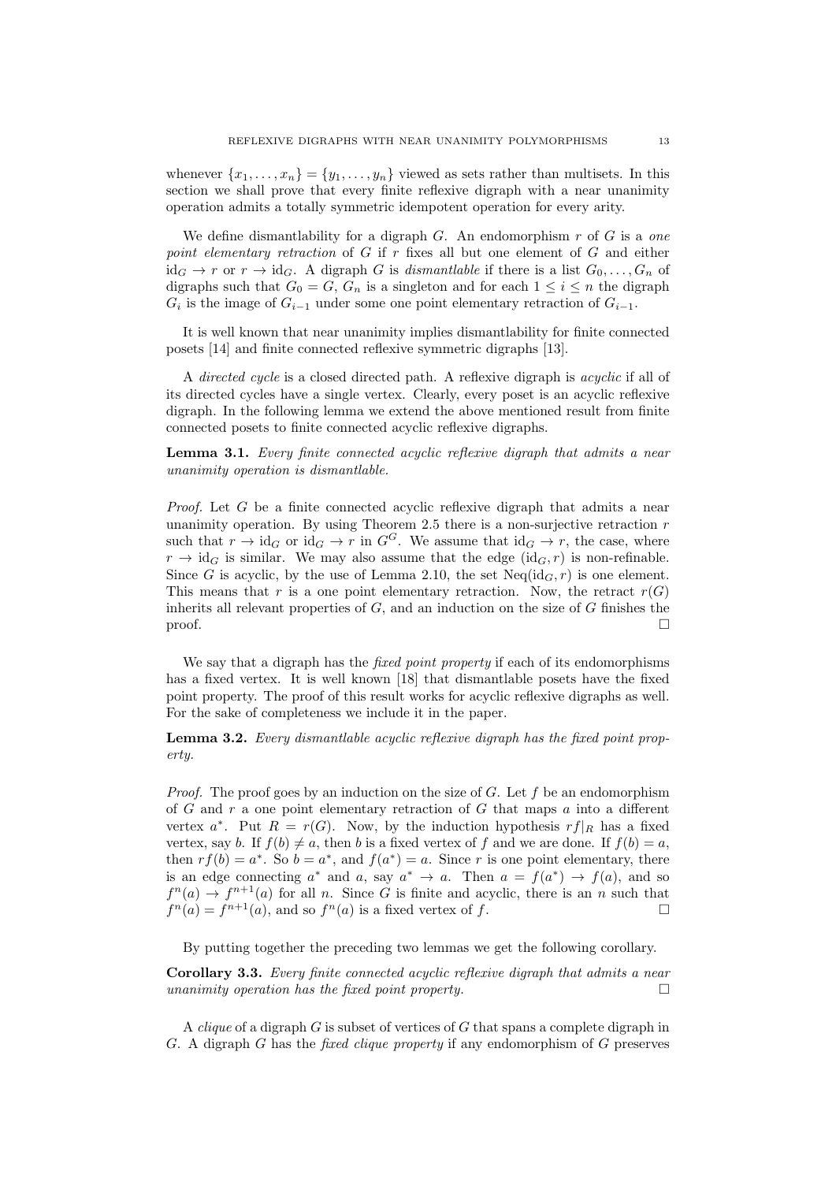whenever $\{x_1, \ldots, x_n\} = \{y_1, \ldots, y_n\}$ viewed as sets rather than multisets. In this section we shall prove that every finite reflexive digraph with a near unanimity operation admits a totally symmetric idempotent operation for every arity.

We define dismantlability for a digraph $G$. An endomorphism $r$ of $G$ is a *one point elementary retraction* of $G$ if $r$ fixes all but one element of $G$ and either $\mathrm{id}_G \to r$ or $r \to \mathrm{id}_G$. A digraph $G$ is *dismantlable* if there is a list $G_0, \ldots, G_n$ of digraphs such that $G_0 = G$, $G_n$ is a singleton and for each $1 \leq i \leq n$ the digraph $G_i$ is the image of $G_{i-1}$ under some one point elementary retraction of $G_{i-1}$.

It is well known that near unanimity implies dismantlability for finite connected posets [14] and finite connected reflexive symmetric digraphs [13].

A *directed cycle* is a closed directed path. A reflexive digraph is *acyclic* if all of its directed cycles have a single vertex. Clearly, every poset is an acyclic reflexive digraph. In the following lemma we extend the above mentioned result from finite connected posets to finite connected acyclic reflexive digraphs.

**Lemma 3.1.** *Every finite connected acyclic reflexive digraph that admits a near unanimity operation is dismantlable.*

*Proof.* Let $G$ be a finite connected acyclic reflexive digraph that admits a near unanimity operation. By using Theorem 2.5 there is a non-surjective retraction $r$ such that $r \to \mathrm{id}_G$ or $\mathrm{id}_G \to r$ in $G^G$. We assume that $\mathrm{id}_G \to r$, the case, where $r \to \mathrm{id}_G$ is similar. We may also assume that the edge $(\mathrm{id}_G, r)$ is non-refinable. Since $G$ is acyclic, by the use of Lemma 2.10, the set $\mathrm{Neq}(\mathrm{id}_G, r)$ is one element. This means that $r$ is a one point elementary retraction. Now, the retract $r(G)$ inherits all relevant properties of $G$, and an induction on the size of $G$ finishes the proof. $\square$

We say that a digraph has the *fixed point property* if each of its endomorphisms has a fixed vertex. It is well known [18] that dismantlable posets have the fixed point property. The proof of this result works for acyclic reflexive digraphs as well. For the sake of completeness we include it in the paper.

**Lemma 3.2.** *Every dismantlable acyclic reflexive digraph has the fixed point property.*

*Proof.* The proof goes by an induction on the size of $G$. Let $f$ be an endomorphism of $G$ and $r$ a one point elementary retraction of $G$ that maps $a$ into a different vertex $a^*$. Put $R = r(G)$. Now, by the induction hypothesis $rf|_R$ has a fixed vertex, say $b$. If $f(b) \neq a$, then $b$ is a fixed vertex of $f$ and we are done. If $f(b) = a$, then $rf(b) = a^*$. So $b = a^*$, and $f(a^*) = a$. Since $r$ is one point elementary, there is an edge connecting $a^*$ and $a$, say $a^* \to a$. Then $a = f(a^*) \to f(a)$, and so $f^n(a) \to f^{n+1}(a)$ for all $n$. Since $G$ is finite and acyclic, there is an $n$ such that $f^n(a) = f^{n+1}(a)$, and so $f^n(a)$ is a fixed vertex of $f$. $\square$

By putting together the preceding two lemmas we get the following corollary.

**Corollary 3.3.** *Every finite connected acyclic reflexive digraph that admits a near unanimity operation has the fixed point property.* $\square$

A *clique* of a digraph $G$ is subset of vertices of $G$ that spans a complete digraph in $G$. A digraph $G$ has the *fixed clique property* if any endomorphism of $G$ preserves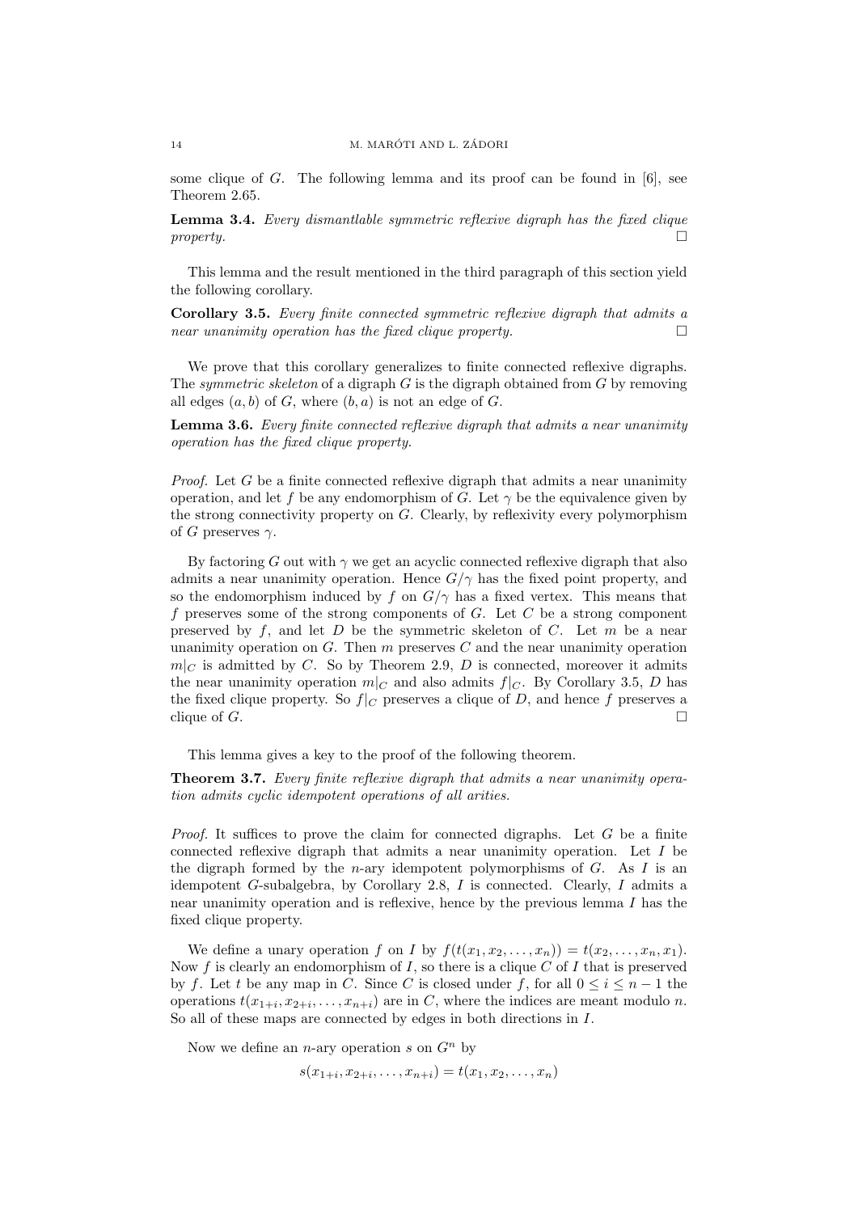some clique of $G$. The following lemma and its proof can be found in [6], see Theorem 2.65.

**Lemma 3.4.** *Every dismantlable symmetric reflexive digraph has the fixed clique property.* □

This lemma and the result mentioned in the third paragraph of this section yield the following corollary.

**Corollary 3.5.** *Every finite connected symmetric reflexive digraph that admits a near unanimity operation has the fixed clique property.* □

We prove that this corollary generalizes to finite connected reflexive digraphs. The *symmetric skeleton* of a digraph $G$ is the digraph obtained from $G$ by removing all edges $(a, b)$ of $G$, where $(b, a)$ is not an edge of $G$.

**Lemma 3.6.** *Every finite connected reflexive digraph that admits a near unanimity operation has the fixed clique property.*

*Proof.* Let $G$ be a finite connected reflexive digraph that admits a near unanimity operation, and let $f$ be any endomorphism of $G$. Let $\gamma$ be the equivalence given by the strong connectivity property on $G$. Clearly, by reflexivity every polymorphism of $G$ preserves $\gamma$.

By factoring $G$ out with $\gamma$ we get an acyclic connected reflexive digraph that also admits a near unanimity operation. Hence $G/\gamma$ has the fixed point property, and so the endomorphism induced by $f$ on $G/\gamma$ has a fixed vertex. This means that $f$ preserves some of the strong components of $G$. Let $C$ be a strong component preserved by $f$, and let $D$ be the symmetric skeleton of $C$. Let $m$ be a near unanimity operation on $G$. Then $m$ preserves $C$ and the near unanimity operation $m|_C$ is admitted by $C$. So by Theorem 2.9, $D$ is connected, moreover it admits the near unanimity operation $m|_C$ and also admits $f|_C$. By Corollary 3.5, $D$ has the fixed clique property. So $f|_C$ preserves a clique of $D$, and hence $f$ preserves a clique of $G$. □

This lemma gives a key to the proof of the following theorem.

**Theorem 3.7.** *Every finite reflexive digraph that admits a near unanimity operation admits cyclic idempotent operations of all arities.*

*Proof.* It suffices to prove the claim for connected digraphs. Let $G$ be a finite connected reflexive digraph that admits a near unanimity operation. Let $I$ be the digraph formed by the $n$-ary idempotent polymorphisms of $G$. As $I$ is an idempotent $G$-subalgebra, by Corollary 2.8, $I$ is connected. Clearly, $I$ admits a near unanimity operation and is reflexive, hence by the previous lemma $I$ has the fixed clique property.

We define a unary operation $f$ on $I$ by $f(t(x_1, x_2, \ldots, x_n)) = t(x_2, \ldots, x_n, x_1)$. Now $f$ is clearly an endomorphism of $I$, so there is a clique $C$ of $I$ that is preserved by $f$. Let $t$ be any map in $C$. Since $C$ is closed under $f$, for all $0 \leq i \leq n-1$ the operations $t(x_{1+i}, x_{2+i}, \ldots, x_{n+i})$ are in $C$, where the indices are meant modulo $n$. So all of these maps are connected by edges in both directions in $I$.

Now we define an $n$-ary operation $s$ on $G^n$ by

$$s(x_{1+i}, x_{2+i}, \ldots, x_{n+i}) = t(x_1, x_2, \ldots, x_n)$$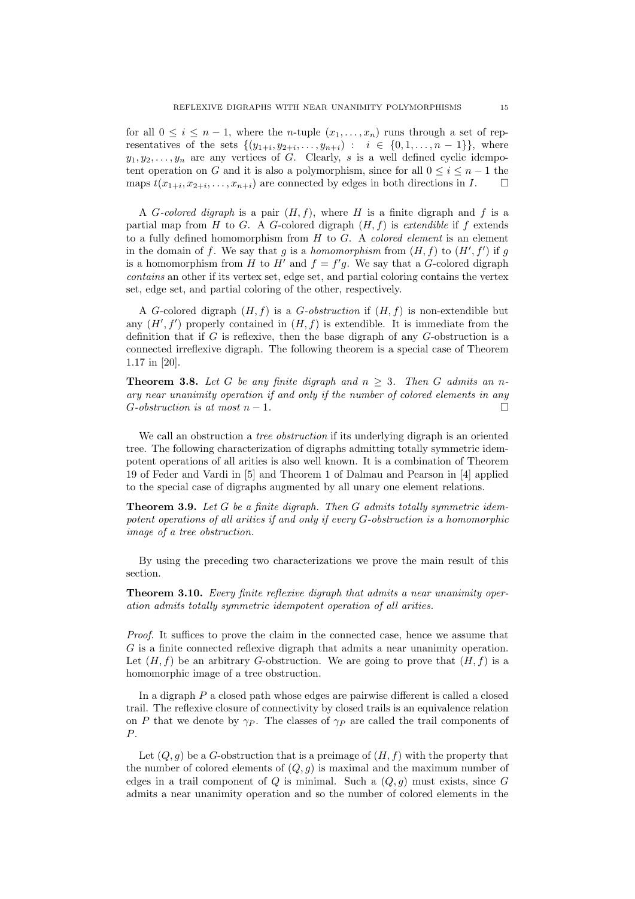for all $0 \leq i \leq n-1$, where the $n$-tuple $(x_1, \ldots, x_n)$ runs through a set of representatives of the sets $\{(y_{1+i}, y_{2+i}, \ldots, y_{n+i}) : i \in \{0, 1, \ldots, n-1\}\}$, where $y_1, y_2, \ldots, y_n$ are any vertices of $G$. Clearly, $s$ is a well defined cyclic idempotent operation on $G$ and it is also a polymorphism, since for all $0 \leq i \leq n-1$ the maps $t(x_{1+i}, x_{2+i}, \ldots, x_{n+i})$ are connected by edges in both directions in $I$. $\square$

A *$G$-colored digraph* is a pair $(H, f)$, where $H$ is a finite digraph and $f$ is a partial map from $H$ to $G$. A $G$-colored digraph $(H, f)$ is *extendible* if $f$ extends to a fully defined homomorphism from $H$ to $G$. A *colored element* is an element in the domain of $f$. We say that $g$ is a *homomorphism* from $(H, f)$ to $(H', f')$ if $g$ is a homomorphism from $H$ to $H'$ and $f = f'g$. We say that a $G$-colored digraph *contains* an other if its vertex set, edge set, and partial coloring contains the vertex set, edge set, and partial coloring of the other, respectively.

A $G$-colored digraph $(H, f)$ is a *$G$-obstruction* if $(H, f)$ is non-extendible but any $(H', f')$ properly contained in $(H, f)$ is extendible. It is immediate from the definition that if $G$ is reflexive, then the base digraph of any $G$-obstruction is a connected irreflexive digraph. The following theorem is a special case of Theorem 1.17 in [20].

**Theorem 3.8.** *Let $G$ be any finite digraph and $n \geq 3$. Then $G$ admits an $n$-ary near unanimity operation if and only if the number of colored elements in any $G$-obstruction is at most $n-1$.* $\square$

We call an obstruction a *tree obstruction* if its underlying digraph is an oriented tree. The following characterization of digraphs admitting totally symmetric idempotent operations of all arities is also well known. It is a combination of Theorem 19 of Feder and Vardi in [5] and Theorem 1 of Dalmau and Pearson in [4] applied to the special case of digraphs augmented by all unary one element relations.

**Theorem 3.9.** *Let $G$ be a finite digraph. Then $G$ admits totally symmetric idempotent operations of all arities if and only if every $G$-obstruction is a homomorphic image of a tree obstruction.*

By using the preceding two characterizations we prove the main result of this section.

**Theorem 3.10.** *Every finite reflexive digraph that admits a near unanimity operation admits totally symmetric idempotent operation of all arities.*

*Proof.* It suffices to prove the claim in the connected case, hence we assume that $G$ is a finite connected reflexive digraph that admits a near unanimity operation. Let $(H, f)$ be an arbitrary $G$-obstruction. We are going to prove that $(H, f)$ is a homomorphic image of a tree obstruction.

In a digraph $P$ a closed path whose edges are pairwise different is called a closed trail. The reflexive closure of connectivity by closed trails is an equivalence relation on $P$ that we denote by $\gamma_P$. The classes of $\gamma_P$ are called the trail components of $P$.

Let $(Q, g)$ be a $G$-obstruction that is a preimage of $(H, f)$ with the property that the number of colored elements of $(Q, g)$ is maximal and the maximum number of edges in a trail component of $Q$ is minimal. Such a $(Q, g)$ must exists, since $G$ admits a near unanimity operation and so the number of colored elements in the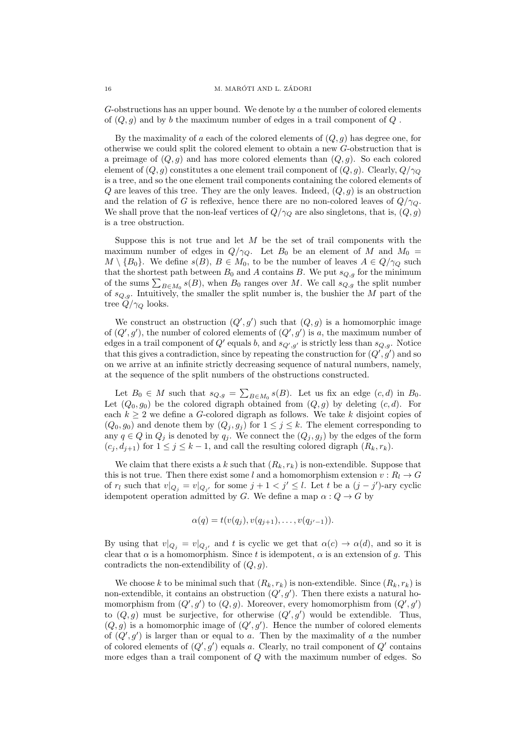$G$-obstructions has an upper bound. We denote by $a$ the number of colored elements of $(Q, g)$ and by $b$ the maximum number of edges in a trail component of $Q$ .

By the maximality of $a$ each of the colored elements of $(Q, g)$ has degree one, for otherwise we could split the colored element to obtain a new $G$-obstruction that is a preimage of $(Q, g)$ and has more colored elements than $(Q, g)$. So each colored element of $(Q, g)$ constitutes a one element trail component of $(Q, g)$. Clearly, $Q/\gamma_Q$ is a tree, and so the one element trail components containing the colored elements of $Q$ are leaves of this tree. They are the only leaves. Indeed, $(Q, g)$ is an obstruction and the relation of $G$ is reflexive, hence there are no non-colored leaves of $Q/\gamma_Q$. We shall prove that the non-leaf vertices of $Q/\gamma_Q$ are also singletons, that is, $(Q, g)$ is a tree obstruction.

Suppose this is not true and let $M$ be the set of trail components with the maximum number of edges in $Q/\gamma_Q$. Let $B_0$ be an element of $M$ and $M_0 = M \setminus \{B_0\}$. We define $s(B)$, $B \in M_0$, to be the number of leaves $A \in Q/\gamma_Q$ such that the shortest path between $B_0$ and $A$ contains $B$. We put $s_{Q,g}$ for the minimum of the sums $\sum_{B \in M_0} s(B)$, when $B_0$ ranges over $M$. We call $s_{Q,g}$ the split number of $s_{Q,g}$. Intuitively, the smaller the split number is, the bushier the $M$ part of the tree $Q/\gamma_Q$ looks.

We construct an obstruction $(Q', g')$ such that $(Q, g)$ is a homomorphic image of $(Q', g')$, the number of colored elements of $(Q', g')$ is $a$, the maximum number of edges in a trail component of $Q'$ equals $b$, and $s_{Q',g'}$ is strictly less than $s_{Q,g}$. Notice that this gives a contradiction, since by repeating the construction for $(Q', g')$ and so on we arrive at an infinite strictly decreasing sequence of natural numbers, namely, at the sequence of the split numbers of the obstructions constructed.

Let $B_0 \in M$ such that $s_{Q,g} = \sum_{B \in M_0} s(B)$. Let us fix an edge $(c, d)$ in $B_0$. Let $(Q_0, g_0)$ be the colored digraph obtained from $(Q, g)$ by deleting $(c, d)$. For each $k \geq 2$ we define a $G$-colored digraph as follows. We take $k$ disjoint copies of $(Q_0, g_0)$ and denote them by $(Q_j, g_j)$ for $1 \leq j \leq k$. The element corresponding to any $q \in Q$ in $Q_j$ is denoted by $q_j$. We connect the $(Q_j, g_j)$ by the edges of the form $(c_j, d_{j+1})$ for $1 \leq j \leq k-1$, and call the resulting colored digraph $(R_k, r_k)$.

We claim that there exists a $k$ such that $(R_k, r_k)$ is non-extendible. Suppose that this is not true. Then there exist some $l$ and a homomorphism extension $v : R_l \to G$ of $r_l$ such that $v|_{Q_j} = v|_{Q_{j'}}$ for some $j + 1 < j' \leq l$. Let $t$ be a $(j - j')$-ary cyclic idempotent operation admitted by $G$. We define a map $\alpha : Q \to G$ by

$$\alpha(q) = t(v(q_j), v(q_{j+1}), \ldots, v(q_{j'-1})).$$

By using that $v|_{Q_j} = v|_{Q_{j'}}$ and $t$ is cyclic we get that $\alpha(c) \to \alpha(d)$, and so it is clear that $\alpha$ is a homomorphism. Since $t$ is idempotent, $\alpha$ is an extension of $g$. This contradicts the non-extendibility of $(Q, g)$.

We choose $k$ to be minimal such that $(R_k, r_k)$ is non-extendible. Since $(R_k, r_k)$ is non-extendible, it contains an obstruction $(Q', g')$. Then there exists a natural homomorphism from $(Q', g')$ to $(Q, g)$. Moreover, every homomorphism from $(Q', g')$ to $(Q, g)$ must be surjective, for otherwise $(Q', g')$ would be extendible. Thus, $(Q, g)$ is a homomorphic image of $(Q', g')$. Hence the number of colored elements of $(Q', g')$ is larger than or equal to $a$. Then by the maximality of $a$ the number of colored elements of $(Q', g')$ equals $a$. Clearly, no trail component of $Q'$ contains more edges than a trail component of $Q$ with the maximum number of edges. So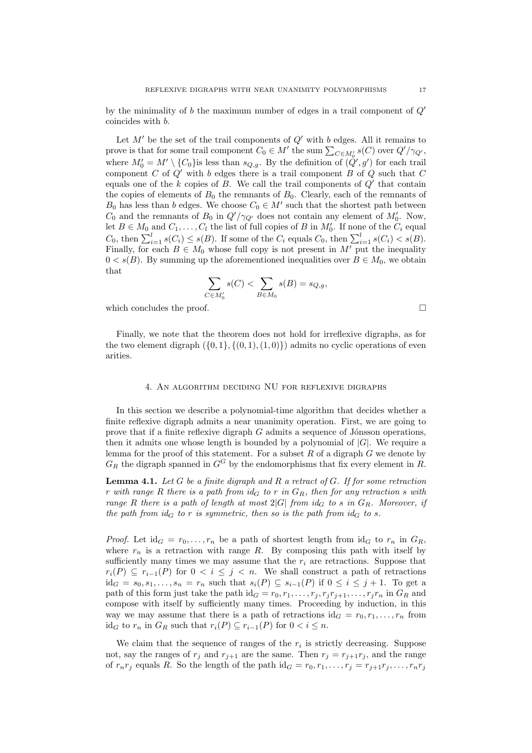by the minimality of $b$ the maximum number of edges in a trail component of $Q'$ coincides with $b$.

Let $M'$ be the set of the trail components of $Q'$ with $b$ edges. All it remains to prove is that for some trail component $C_0 \in M'$ the sum $\sum_{C \in M_0'} s(C)$ over $Q'/\gamma_{Q'}$, where $M_0' = M' \setminus \{C_0\}$is less than $s_{Q,g}$. By the definition of $(Q', g')$ for each trail component $C$ of $Q'$ with $b$ edges there is a trail component $B$ of $Q$ such that $C$ equals one of the $k$ copies of $B$. We call the trail components of $Q'$ that contain the copies of elements of $B_0$ the remnants of $B_0$. Clearly, each of the remnants of $B_0$ has less than $b$ edges. We choose $C_0 \in M'$ such that the shortest path between $C_0$ and the remnants of $B_0$ in $Q'/\gamma_{Q'}$ does not contain any element of $M_0'$. Now, let $B \in M_0$ and $C_1, \dots, C_l$ the list of full copies of $B$ in $M_0'$. If none of the $C_i$ equal $C_0$, then $\sum_{i=1}^{l} s(C_i) \le s(B)$. If some of the $C_i$ equals $C_0$, then $\sum_{i=1}^{l} s(C_i) < s(B)$. Finally, for each $B \in M_0$ whose full copy is not present in $M'$ put the inequality $0 < s(B)$. By summing up the aforementioned inequalities over $B \in M_0$, we obtain that

$$\sum_{C \in M_0'} s(C) < \sum_{B \in M_0} s(B) = s_{Q,g},$$

which concludes the proof. $\square$

Finally, we note that the theorem does not hold for irreflexive digraphs, as for the two element digraph $(\{0,1\}, \{(0,1),(1,0)\})$ admits no cyclic operations of even arities.

## 4. An algorithm deciding NU for reflexive digraphs

In this section we describe a polynomial-time algorithm that decides whether a finite reflexive digraph admits a near unanimity operation. First, we are going to prove that if a finite reflexive digraph $G$ admits a sequence of Jónsson operations, then it admits one whose length is bounded by a polynomial of $|G|$. We require a lemma for the proof of this statement. For a subset $R$ of a digraph $G$ we denote by $G_R$ the digraph spanned in $G^G$ by the endomorphisms that fix every element in $R$.

**Lemma 4.1.** *Let $G$ be a finite digraph and $R$ a retract of $G$. If for some retraction $r$ with range $R$ there is a path from $\mathrm{id}_G$ to $r$ in $G_R$, then for any retraction $s$ with range $R$ there is a path of length at most $2|G|$ from $\mathrm{id}_G$ to $s$ in $G_R$. Moreover, if the path from $\mathrm{id}_G$ to $r$ is symmetric, then so is the path from $\mathrm{id}_G$ to $s$.*

*Proof.* Let $\mathrm{id}_G = r_0, \dots, r_n$ be a path of shortest length from $\mathrm{id}_G$ to $r_n$ in $G_R$, where $r_n$ is a retraction with range $R$. By composing this path with itself by sufficiently many times we may assume that the $r_i$ are retractions. Suppose that $r_i(P) \subseteq r_{i-1}(P)$ for $0 < i \le j < n$. We shall construct a path of retractions $\mathrm{id}_G = s_0, s_1, \dots, s_n = r_n$ such that $s_i(P) \subseteq s_{i-1}(P)$ if $0 \le i \le j+1$. To get a path of this form just take the path $\mathrm{id}_G = r_0, r_1, \dots, r_j, r_j r_{j+1}, \dots, r_j r_n$ in $G_R$ and compose with itself by sufficiently many times. Proceeding by induction, in this way we may assume that there is a path of retractions $\mathrm{id}_G = r_0, r_1, \dots, r_n$ from $\mathrm{id}_G$ to $r_n$ in $G_R$ such that $r_i(P) \subseteq r_{i-1}(P)$ for $0 < i \le n$.

We claim that the sequence of ranges of the $r_i$ is strictly decreasing. Suppose not, say the ranges of $r_j$ and $r_{j+1}$ are the same. Then $r_j = r_{j+1} r_j$, and the range of $r_n r_j$ equals $R$. So the length of the path $\mathrm{id}_G = r_0, r_1, \dots, r_j = r_{j+1} r_j, \dots, r_n r_j$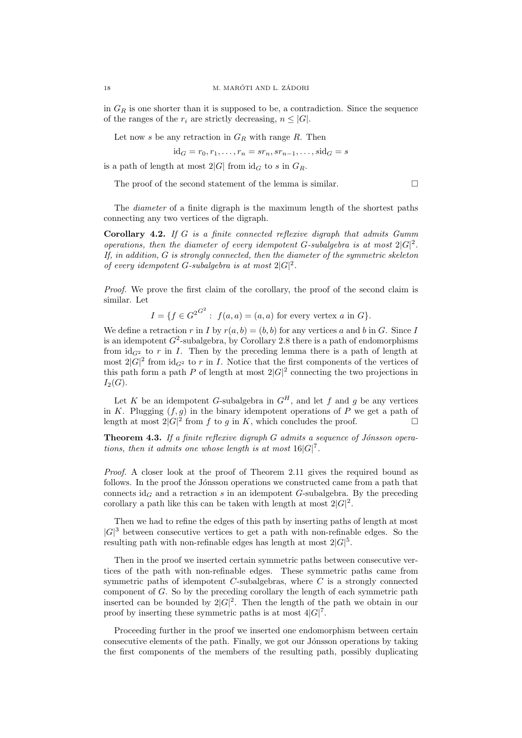in $G_R$ is one shorter than it is supposed to be, a contradiction. Since the sequence of the ranges of the $r_i$ are strictly decreasing, $n \leq |G|$.

Let now $s$ be any retraction in $G_R$ with range $R$. Then

$$\mathrm{id}_G = r_0, r_1, \ldots, r_n = sr_n, sr_{n-1}, \ldots, s\mathrm{id}_G = s$$

is a path of length at most $2|G|$ from $\mathrm{id}_G$ to $s$ in $G_R$.

The proof of the second statement of the lemma is similar. □

The *diameter* of a finite digraph is the maximum length of the shortest paths connecting any two vertices of the digraph.

**Corollary 4.2.** *If $G$ is a finite connected reflexive digraph that admits Gumm operations, then the diameter of every idempotent $G$-subalgebra is at most $2|G|^2$. If, in addition, $G$ is strongly connected, then the diameter of the symmetric skeleton of every idempotent $G$-subalgebra is at most $2|G|^2$.*

*Proof.* We prove the first claim of the corollary, the proof of the second claim is similar. Let

$$I = \{f \in G^{2^{G^2}} : f(a, a) = (a, a) \text{ for every vertex } a \text{ in } G\}.$$

We define a retraction $r$ in $I$ by $r(a, b) = (b, b)$ for any vertices $a$ and $b$ in $G$. Since $I$ is an idempotent $G^2$-subalgebra, by Corollary 2.8 there is a path of endomorphisms from $\mathrm{id}_{G^2}$ to $r$ in $I$. Then by the preceding lemma there is a path of length at most $2|G|^2$ from $\mathrm{id}_{G^2}$ to $r$ in $I$. Notice that the first components of the vertices of this path form a path $P$ of length at most $2|G|^2$ connecting the two projections in $I_2(G)$.

Let $K$ be an idempotent $G$-subalgebra in $G^H$, and let $f$ and $g$ be any vertices in $K$. Plugging $(f, g)$ in the binary idempotent operations of $P$ we get a path of length at most $2|G|^2$ from $f$ to $g$ in $K$, which concludes the proof. □

**Theorem 4.3.** *If a finite reflexive digraph $G$ admits a sequence of Jónsson operations, then it admits one whose length is at most $16|G|^7$.*

*Proof.* A closer look at the proof of Theorem 2.11 gives the required bound as follows. In the proof the Jónsson operations we constructed came from a path that connects $\mathrm{id}_G$ and a retraction $s$ in an idempotent $G$-subalgebra. By the preceding corollary a path like this can be taken with length at most $2|G|^2$.

Then we had to refine the edges of this path by inserting paths of length at most $|G|^3$ between consecutive vertices to get a path with non-refinable edges. So the resulting path with non-refinable edges has length at most $2|G|^5$.

Then in the proof we inserted certain symmetric paths between consecutive vertices of the path with non-refinable edges. These symmetric paths came from symmetric paths of idempotent $C$-subalgebras, where $C$ is a strongly connected component of $G$. So by the preceding corollary the length of each symmetric path inserted can be bounded by $2|G|^2$. Then the length of the path we obtain in our proof by inserting these symmetric paths is at most $4|G|^7$.

Proceeding further in the proof we inserted one endomorphism between certain consecutive elements of the path. Finally, we got our Jónsson operations by taking the first components of the members of the resulting path, possibly duplicating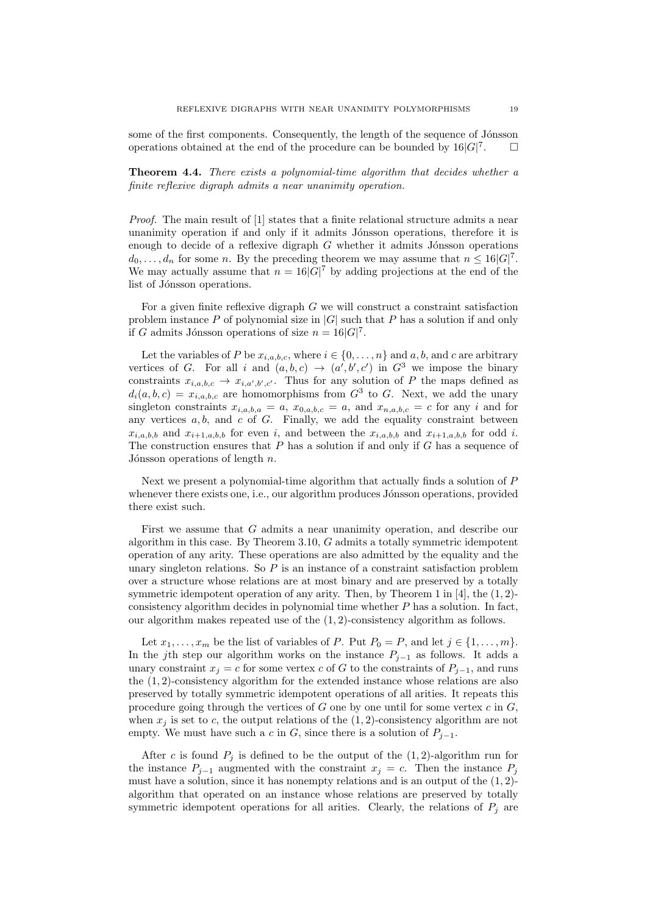some of the first components. Consequently, the length of the sequence of Jónsson operations obtained at the end of the procedure can be bounded by $16|G|^7$. $\square$

**Theorem 4.4.** *There exists a polynomial-time algorithm that decides whether a finite reflexive digraph admits a near unanimity operation.*

*Proof.* The main result of [1] states that a finite relational structure admits a near unanimity operation if and only if it admits Jónsson operations, therefore it is enough to decide of a reflexive digraph $G$ whether it admits Jónsson operations $d_0, \dots, d_n$ for some $n$. By the preceding theorem we may assume that $n \leq 16|G|^7$. We may actually assume that $n = 16|G|^7$ by adding projections at the end of the list of Jónsson operations.

For a given finite reflexive digraph $G$ we will construct a constraint satisfaction problem instance $P$ of polynomial size in $|G|$ such that $P$ has a solution if and only if $G$ admits Jónsson operations of size $n = 16|G|^7$.

Let the variables of $P$ be $x_{i,a,b,c}$, where $i \in \{0, \dots, n\}$ and $a, b$, and $c$ are arbitrary vertices of $G$. For all $i$ and $(a, b, c) \to (a', b', c')$ in $G^3$ we impose the binary constraints $x_{i,a,b,c} \to x_{i,a',b',c'}$. Thus for any solution of $P$ the maps defined as $d_i(a, b, c) = x_{i,a,b,c}$ are homomorphisms from $G^3$ to $G$. Next, we add the unary singleton constraints $x_{i,a,b,a} = a$, $x_{0,a,b,c} = a$, and $x_{n,a,b,c} = c$ for any $i$ and for any vertices $a, b$, and $c$ of $G$. Finally, we add the equality constraint between $x_{i,a,b,b}$ and $x_{i+1,a,b,b}$ for even $i$, and between the $x_{i,a,b,b}$ and $x_{i+1,a,b,b}$ for odd $i$. The construction ensures that $P$ has a solution if and only if $G$ has a sequence of Jónsson operations of length $n$.

Next we present a polynomial-time algorithm that actually finds a solution of $P$ whenever there exists one, i.e., our algorithm produces Jónsson operations, provided there exist such.

First we assume that $G$ admits a near unanimity operation, and describe our algorithm in this case. By Theorem 3.10, $G$ admits a totally symmetric idempotent operation of any arity. These operations are also admitted by the equality and the unary singleton relations. So $P$ is an instance of a constraint satisfaction problem over a structure whose relations are at most binary and are preserved by a totally symmetric idempotent operation of any arity. Then, by Theorem 1 in [4], the $(1, 2)$-consistency algorithm decides in polynomial time whether $P$ has a solution. In fact, our algorithm makes repeated use of the $(1, 2)$-consistency algorithm as follows.

Let $x_1, \dots, x_m$ be the list of variables of $P$. Put $P_0 = P$, and let $j \in \{1, \dots, m\}$. In the $j$th step our algorithm works on the instance $P_{j-1}$ as follows. It adds a unary constraint $x_j = c$ for some vertex $c$ of $G$ to the constraints of $P_{j-1}$, and runs the $(1, 2)$-consistency algorithm for the extended instance whose relations are also preserved by totally symmetric idempotent operations of all arities. It repeats this procedure going through the vertices of $G$ one by one until for some vertex $c$ in $G$, when $x_j$ is set to $c$, the output relations of the $(1, 2)$-consistency algorithm are not empty. We must have such a $c$ in $G$, since there is a solution of $P_{j-1}$.

After $c$ is found $P_j$ is defined to be the output of the $(1, 2)$-algorithm run for the instance $P_{j-1}$ augmented with the constraint $x_j = c$. Then the instance $P_j$ must have a solution, since it has nonempty relations and is an output of the $(1, 2)$-algorithm that operated on an instance whose relations are preserved by totally symmetric idempotent operations for all arities. Clearly, the relations of $P_j$ are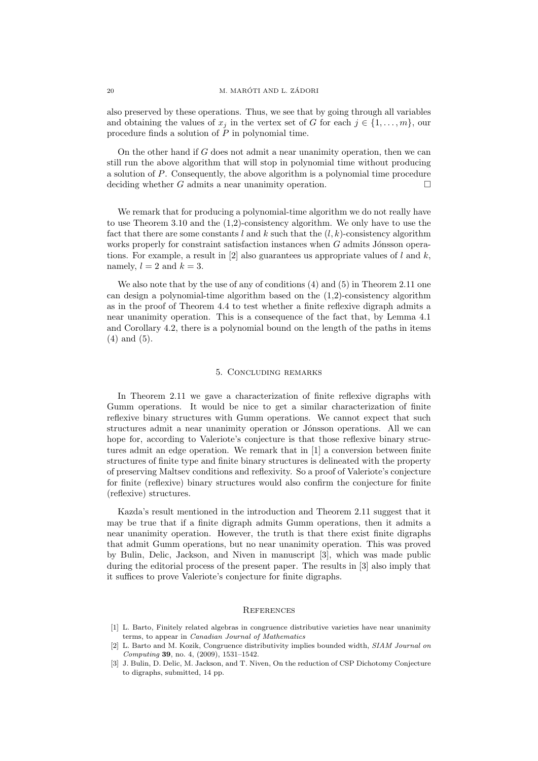also preserved by these operations. Thus, we see that by going through all variables and obtaining the values of $x_j$ in the vertex set of $G$ for each $j \in \{1, \dots, m\}$, our procedure finds a solution of $P$ in polynomial time.

On the other hand if $G$ does not admit a near unanimity operation, then we can still run the above algorithm that will stop in polynomial time without producing a solution of $P$. Consequently, the above algorithm is a polynomial time procedure deciding whether $G$ admits a near unanimity operation. □

We remark that for producing a polynomial-time algorithm we do not really have to use Theorem 3.10 and the (1,2)-consistency algorithm. We only have to use the fact that there are some constants $l$ and $k$ such that the $(l, k)$-consistency algorithm works properly for constraint satisfaction instances when $G$ admits Jónsson operations. For example, a result in [2] also guarantees us appropriate values of $l$ and $k$, namely, $l = 2$ and $k = 3$.

We also note that by the use of any of conditions (4) and (5) in Theorem 2.11 one can design a polynomial-time algorithm based on the (1,2)-consistency algorithm as in the proof of Theorem 4.4 to test whether a finite reflexive digraph admits a near unanimity operation. This is a consequence of the fact that, by Lemma 4.1 and Corollary 4.2, there is a polynomial bound on the length of the paths in items (4) and (5).

## 5. Concluding remarks

In Theorem 2.11 we gave a characterization of finite reflexive digraphs with Gumm operations. It would be nice to get a similar characterization of finite reflexive binary structures with Gumm operations. We cannot expect that such structures admit a near unanimity operation or Jónsson operations. All we can hope for, according to Valeriote's conjecture is that those reflexive binary structures admit an edge operation. We remark that in [1] a conversion between finite structures of finite type and finite binary structures is delineated with the property of preserving Maltsev conditions and reflexivity. So a proof of Valeriote's conjecture for finite (reflexive) binary structures would also confirm the conjecture for finite (reflexive) structures.

Kazda's result mentioned in the introduction and Theorem 2.11 suggest that it may be true that if a finite digraph admits Gumm operations, then it admits a near unanimity operation. However, the truth is that there exist finite digraphs that admit Gumm operations, but no near unanimity operation. This was proved by Bulin, Delic, Jackson, and Niven in manuscript [3], which was made public during the editorial process of the present paper. The results in [3] also imply that it suffices to prove Valeriote's conjecture for finite digraphs.

## References

[1] L. Barto, Finitely related algebras in congruence distributive varieties have near unanimity terms, to appear in *Canadian Journal of Mathematics*

[2] L. Barto and M. Kozik, Congruence distributivity implies bounded width, *SIAM Journal on Computing* **39**, no. 4, (2009), 1531–1542.

[3] J. Bulin, D. Delic, M. Jackson, and T. Niven, On the reduction of CSP Dichotomy Conjecture to digraphs, submitted, 14 pp.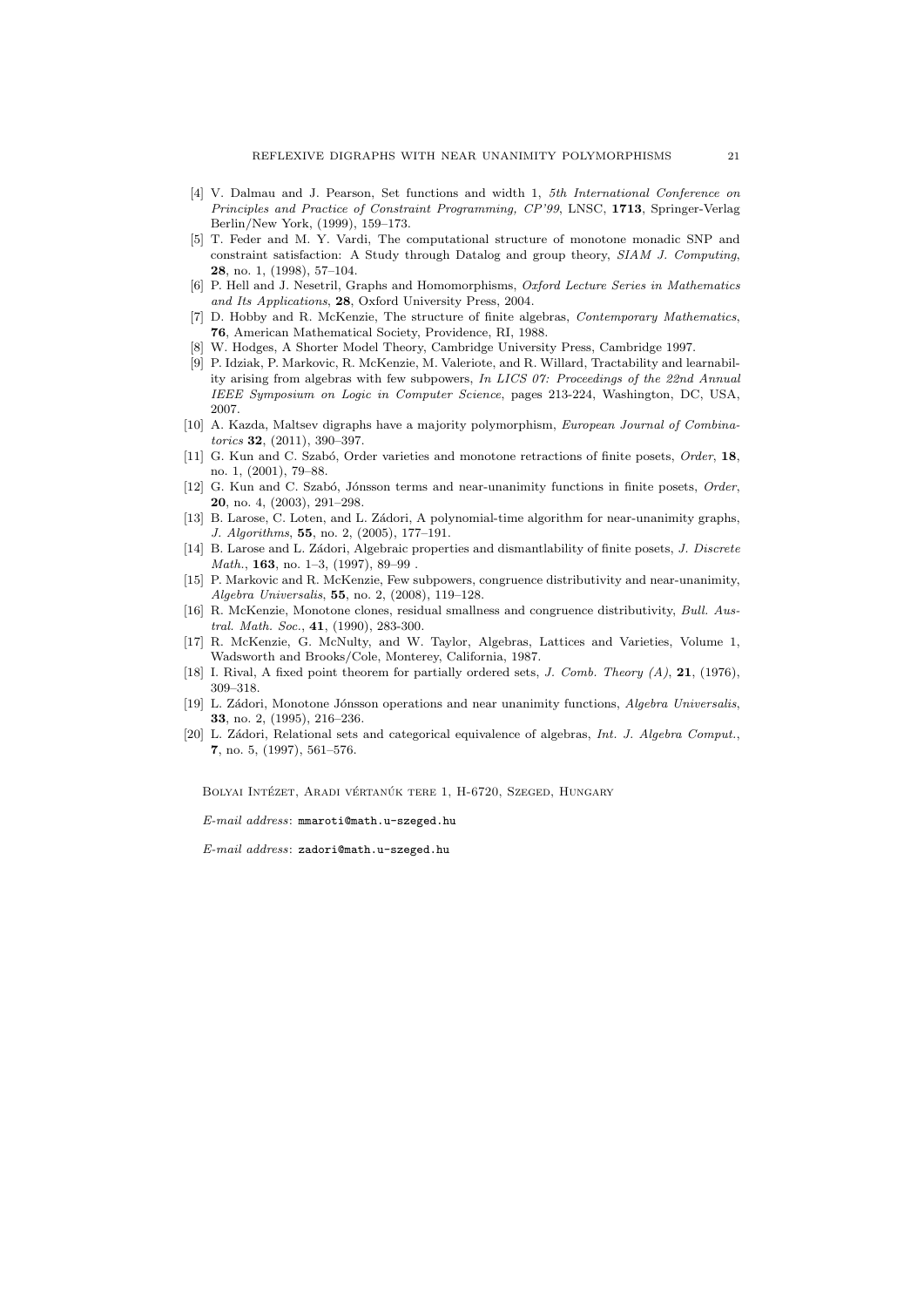[4] V. Dalmau and J. Pearson, Set functions and width 1, *5th International Conference on Principles and Practice of Constraint Programming, CP'99*, LNSC, **1713**, Springer-Verlag Berlin/New York, (1999), 159–173.

[5] T. Feder and M. Y. Vardi, The computational structure of monotone monadic SNP and constraint satisfaction: A Study through Datalog and group theory, *SIAM J. Computing*, **28**, no. 1, (1998), 57–104.

[6] P. Hell and J. Nesetril, Graphs and Homomorphisms, *Oxford Lecture Series in Mathematics and Its Applications*, **28**, Oxford University Press, 2004.

[7] D. Hobby and R. McKenzie, The structure of finite algebras, *Contemporary Mathematics*, **76**, American Mathematical Society, Providence, RI, 1988.

[8] W. Hodges, A Shorter Model Theory, Cambridge University Press, Cambridge 1997.

[9] P. Idziak, P. Markovic, R. McKenzie, M. Valeriote, and R. Willard, Tractability and learnability arising from algebras with few subpowers, *In LICS 07: Proceedings of the 22nd Annual IEEE Symposium on Logic in Computer Science*, pages 213-224, Washington, DC, USA, 2007.

[10] A. Kazda, Maltsev digraphs have a majority polymorphism, *European Journal of Combinatorics* **32**, (2011), 390–397.

[11] G. Kun and C. Szabó, Order varieties and monotone retractions of finite posets, *Order*, **18**, no. 1, (2001), 79–88.

[12] G. Kun and C. Szabó, Jónsson terms and near-unanimity functions in finite posets, *Order*, **20**, no. 4, (2003), 291–298.

[13] B. Larose, C. Loten, and L. Zádori, A polynomial-time algorithm for near-unanimity graphs, *J. Algorithms*, **55**, no. 2, (2005), 177–191.

[14] B. Larose and L. Zádori, Algebraic properties and dismantlability of finite posets, *J. Discrete Math.*, **163**, no. 1–3, (1997), 89–99 .

[15] P. Markovic and R. McKenzie, Few subpowers, congruence distributivity and near-unanimity, *Algebra Universalis*, **55**, no. 2, (2008), 119–128.

[16] R. McKenzie, Monotone clones, residual smallness and congruence distributivity, *Bull. Austral. Math. Soc.*, **41**, (1990), 283-300.

[17] R. McKenzie, G. McNulty, and W. Taylor, Algebras, Lattices and Varieties, Volume 1, Wadsworth and Brooks/Cole, Monterey, California, 1987.

[18] I. Rival, A fixed point theorem for partially ordered sets, *J. Comb. Theory (A)*, **21**, (1976), 309–318.

[19] L. Zádori, Monotone Jónsson operations and near unanimity functions, *Algebra Universalis*, **33**, no. 2, (1995), 216–236.

[20] L. Zádori, Relational sets and categorical equivalence of algebras, *Int. J. Algebra Comput.*, **7**, no. 5, (1997), 561–576.

Bolyai Intézet, Aradi vértanúk tere 1, H-6720, Szeged, Hungary

*E-mail address*: mmaroti@math.u-szeged.hu

*E-mail address*: zadori@math.u-szeged.hu